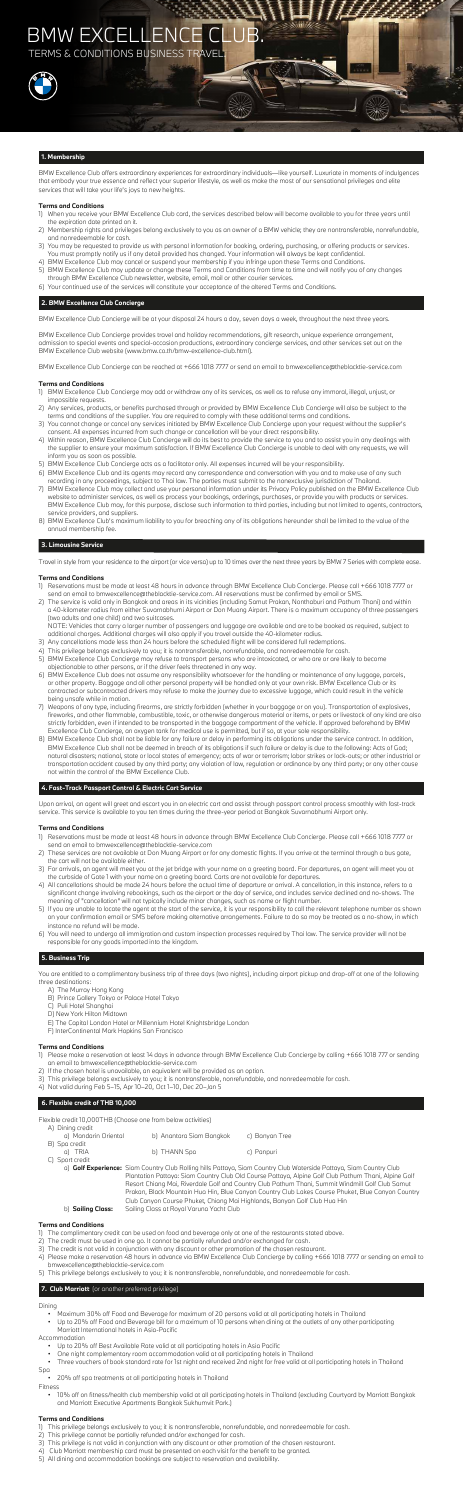# BMW EXCELLENCE CLUB.

TERMS & CONDITIONS BUSINESS TRAVEL

## 1. Membership

BMW Excellence Club offers extraordinary experiences for extraordinary individuals—like yourself. Luxuriate in moments of indulgences that embody your true essence and reflect your superior lifestyle, as well as make the most of our sensational privileges and elite services that will take your life's joys to new heights.

### Terms and Conditions

1) When you receive your BMW Excellence Club card, the services described below will become available to you for three years until the expiration date printed on it.
2) Membership rights and privileges belong exclusively to you as an owner of a BMW vehicle; they are nontransferable, nonrefundable, and nonredeemable for cash.
3) You may be requested to provide us with personal information for booking, ordering, purchasing, or offering products or services. You must promptly notify us if any detail provided has changed. Your information will always be kept confidential.
4) BMW Excellence Club may cancel or suspend your membership if you infringe upon these Terms and Conditions.
5) BMW Excellence Club may update or change these Terms and Conditions from time to time and will notify you of any changes through BMW Excellence Club newsletter, website, email, mail or other courier services.
6) Your continued use of the services will constitute your acceptance of the altered Terms and Conditions.

## 2. BMW Excellence Club Concierge

BMW Excellence Club Concierge will be at your disposal 24 hours a day, seven days a week, throughout the next three years.

BMW Excellence Club Concierge provides travel and holiday recommendations, gift research, unique experience arrangement, admission to special events and special-occasion productions, extraordinary concierge services, and other services set out on the BMW Excellence Club website (www.bmw.co.th/bmw-excellence-club.html).

BMW Excellence Club Concierge can be reached at +666 1018 7777 or send an email to bmwexcellence@theblacktie-service.com

### Terms and Conditions

1) BMW Excellence Club Concierge may add or withdraw any of its services, as well as to refuse any immoral, illegal, unjust, or impossible requests.
2) Any services, products, or benefits purchased through or provided by BMW Excellence Club Concierge will also be subject to the terms and conditions of the supplier. You are required to comply with these additional terms and conditions.
3) You cannot change or cancel any services initiated by BMW Excellence Club Concierge upon your request without the supplier's consent. All expenses incurred from such change or cancellation will be your direct responsibility.
4) Within reason, BMW Excellence Club Concierge will do its best to provide the service to you and to assist you in any dealings with the supplier to ensure your maximum satisfaction. If BMW Excellence Club Concierge is unable to deal with any requests, we will inform you as soon as possible.
5) BMW Excellence Club Concierge acts as a facilitator only. All expenses incurred will be your responsibility.
6) BMW Excellence Club and its agents may record any correspondence and conversation with you and to make use of any such recording in any proceedings, subject to Thai law. The parties must submit to the nonexclusive jurisdiction of Thailand.
7) BMW Excellence Club may collect and use your personal information under its Privacy Policy published on the BMW Excellence Club website to administer services, as well as process your bookings, orderings, purchases, or provide you with products or services. BMW Excellence Club may, for this purpose, disclose such information to third parties, including but not limited to agents, contractors, service providers, and suppliers.
8) BMW Excellence Club's maximum liability to you for breaching any of its obligations hereunder shall be limited to the value of the annual membership fee.

## 3. Limousine Service

Travel in style from your residence to the airport (or vice versa) up to 10 times over the next three years by BMW 7 Series with complete ease.

### Terms and Conditions

1) Reservations must be made at least 48 hours in advance through BMW Excellence Club Concierge. Please call +666 1018 7777 or send an email to bmwexcellence@theblacktie-service.com. All reservations must be confirmed by email or SMS.
2) The service is valid only in Bangkok and areas in its vicinities (including Samut Prakan, Nonthaburi and Pathum Thani) and within a 40-kilometer radius from either Suvarnabhumi Airport or Don Muang Airport. There is a maximum occupancy of three passengers (two adults and one child) and two suitcases.
NOTE: Vehicles that carry a larger number of passengers and luggage are available and are to be booked as required, subject to additional charges. Additional charges will also apply if you travel outside the 40-kilometer radius.
3) Any cancellations made less than 24 hours before the scheduled flight will be considered full redemptions.
4) This privilege belongs exclusively to you; it is nontransferable, nonrefundable, and nonredeemable for cash.
5) BMW Excellence Club Concierge may refuse to transport persons who are intoxicated, or who are or are likely to become objectionable to other persons, or if the driver feels threatened in any way.
6) BMW Excellence Club does not assume any responsibility whatsoever for the handling or maintenance of any luggage, parcels, or other property. Baggage and all other personal property will be handled only at your own risk. BMW Excellence Club or its contracted or subcontracted drivers may refuse to make the journey due to excessive luggage, which could result in the vehicle being unsafe while in motion.
7) Weapons of any type, including firearms, are strictly forbidden (whether in your baggage or on you). Transportation of explosives, fireworks, and other flammable, combustible, toxic, or otherwise dangerous material or items, or pets or livestock of any kind are also strictly forbidden, even if intended to be transported in the baggage compartment of the vehicle. If approved beforehand by BMW Excellence Club Concierge, an oxygen tank for medical use is permitted, but if so, at your sole responsibility.
8) BMW Excellence Club shall not be liable for any failure or delay in performing its obligations under the service contract. In addition, BMW Excellence Club shall not be deemed in breach of its obligations if such failure or delay is due to the following: Acts of God; natural disasters; national, state or local states of emergency; acts of war or terrorism; labor strikes or lock-outs; or other industrial or transportation accident caused by any third party; any violation of law, regulation or ordinance by any third party; or any other cause not within the control of the BMW Excellence Club.

## 4. Fast-Track Passport Control & Electric Cart Service

Upon arrival, an agent will greet and escort you in an electric cart and assist through passport control process smoothly with fast-track service. This service is available to you ten times during the three-year period at Bangkok Suvarnabhumi Airport only.

### Terms and Conditions

1) Reservations must be made at least 48 hours in advance through BMW Excellence Club Concierge. Please call +666 1018 7777 or send an email to bmwexcellence@theblacktie-service.com
2) These services are not available at Don Muang Airport or for any domestic flights. If you arrive at the terminal through a bus gate, the cart will not be available either.
3) For arrivals, an agent will meet you at the jet bridge with your name on a greeting board. For departures, an agent will meet you at the curbside of Gate 1 with your name on a greeting board. Carts are not available for departures.
4) All cancellations should be made 24 hours before the actual time of departure or arrival. A cancellation, in this instance, refers to a significant change involving rebookings, such as the airport or the day of service, and includes service declined and no-shows. The meaning of "cancellation" will not typically include minor changes, such as name or flight number.
5) If you are unable to locate the agent at the start of the service, it is your responsibility to call the relevant telephone number as shown on your confirmation email or SMS before making alternative arrangements. Failure to do so may be treated as a no-show, in which instance no refund will be made.
6) You will need to undergo all immigration and custom inspection processes required by Thai law. The service provider will not be responsible for any goods imported into the kingdom.

## 5. Business Trip

You are entitled to a complimentary business trip of three days (two nights), including airport pickup and drop-off at one of the following three destinations:

A) The Murray Hong Kong
B) Prince Gallery Tokyo or Palace Hotel Tokyo
C) Puli Hotel Shanghai
D) New York Hilton Midtown
E) The Capitol London Hotel or Millennium Hotel Knightsbridge London
F) InterContinental Mark Hopkins San Francisco

### Terms and Conditions

1) Please make a reservation at least 14 days in advance through BMW Excellence Club Concierge by calling +666 1018 777 or sending an email to bmwexcellence@theblacktie-service.com
2) If the chosen hotel is unavailable, an equivalent will be provided as an option.
3) This privilege belongs exclusively to you; it is nontransferable, nonrefundable, and nonredeemable for cash.
4) Not valid during Feb 5–15, Apr 10–20, Oct 1–10, Dec 20–Jan 5

## 6. Flexible credit of THB 10,000

Flexible credit 10,000THB (Choose one from below activities)

A) Dining credit
   a) Mandarin Oriental  b) Anantara Siam Bangkok  c) Banyan Tree
B) Spa credit
   a) TRIA  b) THANN Spa  c) Panpuri
C) Sport credit
   a) **Golf Experience:** Siam Country Club Rolling hills Pattaya, Siam Country Club Waterside Pattaya, Siam Country Club Plantation Pattaya; Siam Country Club Old Course Pattaya, Alpine Golf Club Pathum Thani, Alpine Golf Resort Chiang Mai, Riverdale Golf and Country Club Pathum Thani, Summit Windmill Golf Club Samut Prakan, Black Mountain Hua Hin, Blue Canyon Country Club Lakes Course Phuket, Blue Canyon Country Club Canyon Course Phuket, Chiang Mai Highlands, Banyan Golf Club Hua Hin
   b) **Sailing Class:** Sailing Class at Royal Varuna Yacht Club

### Terms and Conditions

1) The complimentary credit can be used on food and beverage only at one of the restaurants stated above.
2) The credit must be used in one go. It cannot be partially refunded and/or exchanged for cash.
3) The credit is not valid in conjunction with any discount or other promotion of the chosen restaurant.
4) Please make a reservation 48 hours in advance via BMW Excellence Club Concierge by calling +666 1018 7777 or sending an email to bmwexcellence@theblacktie-service.com
5) This privilege belongs exclusively to you; it is nontransferable, nonrefundable, and nonredeemable for cash.

## 7. Club Marriott (or another preferred privilege)

Dining
- Maximum 30% off Food and Beverage for maximum of 20 persons valid at all participating hotels in Thailand
- Up to 20% off Food and Beverage bill for a maximum of 10 persons when dining at the outlets of any other participating Marriott International hotels in Asia-Pacific

Accommodation
- Up to 20% off Best Available Rate valid at all participating hotels in Asia Pacific
- One night complimentary room accommodation valid at all participating hotels in Thailand
- Three vouchers of book standard rate for 1st night and received 2nd night for free valid at all participating hotels in Thailand

Spa
- 20% off spa treatments at all participating hotels in Thailand

Fitness
- 10% off on fitness/health club membership valid at all participating hotels in Thailand (excluding Courtyard by Marriott Bangkok and Marriott Executive Apartments Bangkok Sukhumvit Park)

### Terms and Conditions

1) This privilege belongs exclusively to you; it is nontransferable, nonrefundable, and nonredeemable for cash.
2) This privilege cannot be partially refunded and/or exchanged for cash.
3) This privilege is not valid in conjunction with any discount or other promotion of the chosen restaurant.
4) Club Marriott membership card must be presented on each visit for the benefit to be granted.
5) All dining and accommodation bookings are subject to reservation and availability.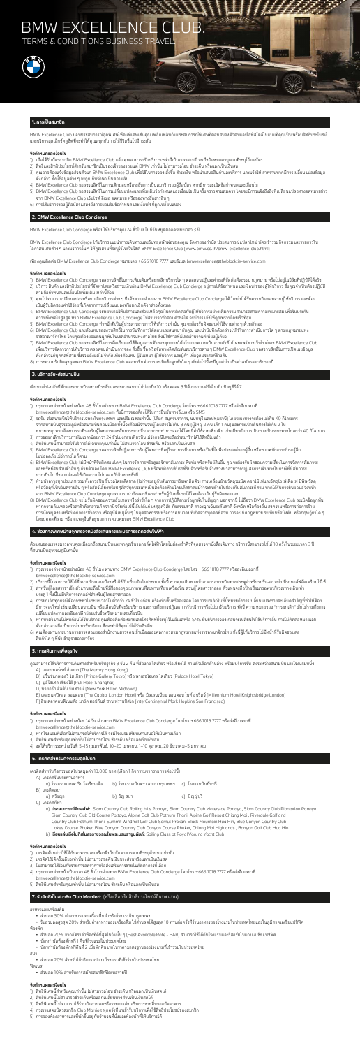# BMW EXCELLENCE CLUB.

TERMS & CONDITIONS BUSINESS TRAVEL.

## 1. การเป็นสมาชิก

BMW Excellence Club มอบประสบการณ์สุดพิเศษให้คนพิเศษเช่นคุณ เหนือระดับกับประสบการณ์พิเศษที่ตอบสนองตัวตนและไลฟ์สไตล์ในแบบที่คุณเป็น พร้อมสิทธิประโยชน์และบริการสุดเอ็กซ์คลูซีฟที่จะทำให้คุณสนุกกับการใช้ชีวิตยิ่งขึ้นไปอีกระดับ

**ข้อกำหนดและเงื่อนไข**

1) เมื่อได้รับบัตรสมาชิก BMW Excellence Club แล้ว คุณสามารถรับบริการเหล่านี้เป็นเวลาสามปี จนถึงวันหมดอายุตามที่ระบุไว้บนบัตร
2) สิทธิและสิทธิประโยชน์สำหรับสมาชิกเป็นของเจ้าของรถยนต์ BMW เท่านั้น ไม่สามารถโอน จำหน่าย หรือแลกเป็นเงินสด
3) คุณอาจต้องแจ้งข้อมูลส่วนตัวแก่ BMW Excellence Club เพื่อใช้ในการจอง ทั้งนี้ข้อ สำรองไม่ หรือนำเสนอสินค้าและบริการ และแจ้งให้ทราบหากมีการเปลี่ยนแปลงข้อมูล ดังกล่าว ทั้งนี้ข้อมูลต่างๆ ของคุณถือเป็นความลับ
4) BMW Excellence Club ขอสงวนสิทธิ์ในการยกเลิกสมาชิกภาพหรือระงับการเป็นสมาชิกของผู้ถือบัตร หากมีการละเมิดข้อกำหนดและเงื่อนไข
5) BMW Excellence Club ขอสงวนสิทธิ์ในการเปลี่ยนแปลงและเพิ่มเติมข้อกำหนดและเงื่อนไขเป็นครั้งคราวตามสมควร โดยจะมีการแจ้งถึงสิ่งที่เปลี่ยนแปลงทางอีเมลหรือหมายข่าว จาก BMW Excellence Club เว็บไซต์ อีเมล จดหมาย หรือช่องทางสื่อสารอื่นๆ
6) การใช้บริการของผู้ถือบัตรแสดงถึงการยอมรับข้อกำหนดและเงื่อนไขที่ถูกเปลี่ยนแปลง

## 2. BMW Excellence Club Concierge

BMW Excellence Club Concierge พร้อมให้บริการคุณ 24 ชั่วโมง ไม่มีวันหยุดตลอดระยะเวลา 3 ปี

BMW Excellence Club Concierge ให้บริการและนำการเดินทางและวันหยุดพักผ่อนของคุณ จัดหาของกำนัล ประสบการณ์และบัตรใหญ่ บัตรเข้าร่วมกิจกรรมและรายการอื่นๆ ในกาสพิเศษต่างๆ และบริการอื่นๆ ให้คุณสามารถรู้ไปในเว็บไซต์ BMW Excellence Club (www.bmw.co.th/bmw-excellence-club.html)

เพื่อคุณติดต่อ BMW Excellence Club Concierge หมายเลข +666 1018 7777 และอีเมล bmwexcellence@theblockte-service.com

**ข้อกำหนดและเงื่อนไข**

1) BMW Excellence Club Concierge ขอสงวนสิทธิ์ในการเพิ่มเติมหรือยกเลิกบริการใด ๆ ตลอดจนปฏิเสธคำขอที่ขัดต่อศีลธรรม กฎหมาย หรือไม่อยู่ในวิสัยที่ปฏิบัติได้จริง
2) บริการ สินค้า และสิทธิประโยชน์ที่จัดหาโดยหรือผ่านเป็นงาน BMW Excellence Club Concierge อยู่ภายใต้ข้อกำหนดและเงื่อนไขของผู้ให้บริการ ซึ่งคุณจำเป็นต้องปฏิบัติตามข้อกำหนดและเงื่อนไขเพิ่มเติมเหล่านี้ด้วย
3) คุณไม่สามารถเปลี่ยนแปลงหรือยกเลิกบริการผ่าน BMW Excellence Club Concierge ได้ โดยไม่เสียค่าธรรมเนียมของผู้ให้บริการ และต้องเป็นผู้รับผิดชอบค่าใช้จ่ายที่เกิดจากการเปลี่ยนแปลงหรือยกเลิกทั้งหมด
4) BMW Excellence Club Concierge จะพยายามให้บริการและช่วยเหลือคุณในการติดต่อกับผู้ให้บริการอย่างดีที่สุด แต่ไม่รับผิดชอบความเสียหายหรือสูญเสียใดๆ ที่อาจเกิดขึ้นจากการตัดสินใจของคุณ BMW Excellence Club Concierge ไม่สามารถรับประกันผลได้
5) BMW Excellence Club Concierge ทำหน้าที่เป็นผู้ประสานงานการให้บริการเท่านั้น คุณจะต้องรับผิดชอบค่าใช้จ่ายต่าง ๆ ด้วยตัวเอง
6) BMW Excellence Club และตัวแทนของตนไม่รับผิดชอบต่อค่าความเสียหาย หรือการสูญเสียที่เกิดขึ้นจากการใช้บริการ ความล่าช้า ความเสียหายใดๆ ที่เกิดขึ้นจากการดำเนินการใดๆ ตามกฎหมายแห่งราชอาณาจักรไทย โดยคุณต้องยอมรับและปฏิบัติตามกฎหมายแห่งราชอาณาจักรไทย
7) BMW Excellence Club ขอสงวนสิทธิ์ในการจัดเก็บและใช้ข้อมูลส่วนตัวของคุณตามนโยบายความเป็นส่วนตัวที่แสดงบนเว็บไซต์ของ BMW Excellence Club เพื่อปรับปรุงบริการให้ดียิ่งขึ้น ทั้งนี้ คุณมีสิทธิ์ในการเข้าถึงและแก้ไขข้อมูลส่วนตัวของคุณได้ตลอดเวลา
8) การจองบริการต้องทำผ่าน BMW Excellence Club Concierge เท่านั้น

## 3. บริการรับ-ส่งสนามบิน

เดินทางไป-กลับที่พักและสนามบินอย่างมีระดับและสะดวกสบายได้ปีละ 10 ครั้ง ตลอด 3 ปี ด้วยรถยนต์ BMW ซีรีส์ 7

**ข้อกำหนดและเงื่อนไข**

1) กรุณาจองล่วงหน้าอย่างน้อย 48 ชั่วโมงผ่านทาง BMW Excellence Club Concierge โดยโทร +666 1018 7777 หรืออีเมล bmwexcellence@theblockte-service.com ทั้งนี้การจองต้องได้รับการยืนยันจาก BMW Excellence Club Concierge
2) บริการรับ-ส่งสนามบินให้บริการเฉพาะในกรุงเทพฯ และปริมณฑล (ได้แก่ สมุทรปราการ นนทบุรี และปทุมธานี) โดยระยะทางต้องไม่เกิน 40 กิโลเมตร จากสนามบินสุวรรณภูมิหรือสนามบินดอนเมือง ทั้งนี้จะต้องมีจำนวนผู้โดยสารไม่เกิน 3 คน (ผู้ใหญ่ 2 คน เด็ก 1 คน) และกระเป๋าเดินทางไม่เกิน 2 ใบ หมายเหตุ: หากมีผู้โดยสารหรือกระเป๋าเดินทางเกินกำหนด คุณจะต้องรับผิดชอบค่าใช้จ่ายเพิ่มเติม หากระยะทางเกินกว่า 40 กิโลเมตร
3) การยกเลิกบริการต้องแจ้งล่วงหน้าอย่างน้อย 24 ชั่วโมง มิฉะนั้นจะถือว่าได้ใช้สิทธิ์แล้ว
4) สิทธิพิเศษนี้สามารถใช้บริการได้เฉพาะคุณเท่านั้น ไม่สามารถโอน จำหน่าย หรือแลกเป็นเงินสด
5) BMW Excellence Club ขอสงวนสิทธิ์ไม่รับผิดชอบต่อความเสียหายหรือความสูญเสียที่เกิดขึ้นกับทรัพย์สินของคุณ
6) BMW Excellence Club ไม่มีหน้าที่รับผิดชอบใด ๆ ในการจัดการข้อมูลส่วนตัวของคุณ ทั้งนี้ หากคุณต้องการเปลี่ยนแปลงหรือยกเลิกการจองกรุณาติดต่อล่วงหน้า
7) ห้ามนำอาหารและเครื่องดื่ม สัตว์เลี้ยง สิ่งผิดกฎหมาย หรือวัตถุอันตรายขึ้นรถ
8) BMW Excellence Club ขอไม่รับผิดชอบความเสียหายหรือความล่าช้าใด ๆ จากการปฏิบัติตามกฎหมายหรือเหตุสุดวิสัยที่อยู่นอกเหนือการควบคุม รวมถึงสภาพอากาศ การจราจร หรือเหตุการณ์อื่นๆ

## 4. ช่องทางพิเศษผ่านจุดตรวจคนเข้าเมืองและบริการรถกอล์ฟไฟฟ้า

ตัวแทนของเราจะมาพบคุณเมื่อมาถึงสนามบินและพาคุณขึ้นรถกอล์ฟไฟฟ้าโดยไม่ต้องเข้าคิวที่จุดตรวจคนเข้าเมือง บริการนี้สามารถใช้ได้ 10 ครั้งในระยะเวลา 3 ปี ที่สนามบินสุวรรณภูมิเท่านั้น

**ข้อกำหนดและเงื่อนไข**

1) กรุณาจองล่วงหน้าอย่างน้อย 48 ชั่วโมง ผ่านทาง BMW Excellence Club Concierge โดยโทร +666 1018 7777 หรืออีเมลมาที่ bmwexcellence@theblockte-service.com
2) บริการนี้ไม่สามารถใช้ได้ที่สนามบินดอนเมืองหรือใช้กับเที่ยวบินในประเทศ ทั้งนี้ หากคุณเดินทางเข้ามาทางสนามบินทางประตูสำหรับเครื่องบินส่วนบุคคลจะไม่มีบริการนี้
3) สำหรับผู้โดยสารขาเข้า ตัวแทนของเราจะพบคุณที่ประตูทางออกจากเครื่องบิน ส่วนผู้โดยสารขาออก ตัวแทนจะพบคุณที่เคาน์เตอร์เช็คอิน
4) การยกเลิกการจองต้องแจ้งล่วงหน้าไม่น้อยกว่า 24 ชั่วโมง มิฉะนั้นจะถือว่าได้ใช้สิทธิ์แล้ว
5) หากเที่ยวบินของคุณเกิดความล่าช้า กรุณาติดต่อ BMW Excellence Club Concierge เพื่อแจ้งการเปลี่ยนแปลง
6) คุณต้องปฏิบัติตามกฎระเบียบของสนามบินและหน่วยงานที่เกี่ยวข้องอย่างเคร่งครัด ทั้งนี้ BMW Excellence Club ไม่รับผิดชอบความเสียหายที่เกิดขึ้นจากการปฏิเสธการเข้าประเทศ

## 5. การเดินทางพักผ่อน

คุณสามารถใช้บริการการเดินทางสำหรับผู้เข้าพัก 3 วัน 2 คืน ที่ลอนดอน โตเกียว หรือนิวยอร์ก พร้อมบริการรับ-ส่งระหว่างสนามบินและโรงแรมหนึ่งครั้ง

A) เดอะเมอร์เรย์ ฮ่องกง (The Murray Hong Kong)

B) ปรินซ์แกลเลอรี่ โตเกียว (Prince Gallery Tokyo) หรือ พาเลซโฮเทล โตเกียว (Palace Hotel Tokyo)

C) พูลล์แมน เซี่ยงไฮ้ (Pull Hotel Shanghai)

D) นิวยอร์ก พีเพิล มีทเทาว์ (New York Hilton Midtown)

E) เดอะ แคปิตอล ลอนดอน (The Capitol London Hotel) หรือ มิลเลนเนียม ลอนดอน ไนท์ สบริดจ์ (Millennium Hotel Knightsbridge London)

F) อินเตอร์คอนติเนนตัล มาร์ค ฮอปกินส์ ซาน ฟรานซิสโก (InterContinental Mark Hopkins San Francisco)

**ข้อกำหนดและเงื่อนไข**

1) กรุณาจองล่วงหน้าอย่างน้อย 14 วัน ผ่านทาง BMW Excellence Club Concierge โดยโทร +666 1018 7777 หรืออีเมลมาที่ bmwexcellence@theblockte-service.com
2) การจองจะขึ้นอยู่กับความว่างของห้องพัก ณ วันที่ทำการจอง
3) สิทธิพิเศษนี้สำหรับคุณเท่านั้น ไม่สามารถโอน จำหน่าย หรือแลกเป็นเงินสด
4) งดให้บริการระหว่างวันที่ 5-15 กุมภาพันธ์, 10-20 เมษายน, 1-10 ตุลาคม, 20 ธันวาคม-5 มกราคม

## 6. เครดิตสำหรับกิจกรรมสุดพิเศษ

เครดิตสำหรับกิจกรรมสุดพิเศษมูลค่า 10,000 บาท (เลือก 1 กิจกรรมจากรายการต่อไปนี้)

A) เครดิตรับประทานอาหาร

| a) โรงแรมแมนดาริน โอเรียนเต็ล | b) โรงแรมแอนันตรา สยาม กรุงเทพฯ | c) โรงแรมบันยันทรี |
|---|---|---|

B) เครดิตสปา

| a) ดาริญญา | b) อัญ สปา | c) ปัญญ์บุรี |
|---|---|---|

C) เครดิตกีฬา

a) **ประสบการณ์กีฬากอล์ฟ**: Siam Country Club Rolling Hills Pattaya, Siam Country Club Waterside Pattaya, Siam Country Club Plantation Pattaya; Siam Country Club Old Course Pattaya, Alpine Golf Club Pathum Thani, Alpine Golf Resort Chiang Mai, Riverdale Golf and Country Club Pathum Thani, Summit Windmill Golf Club Samut Prakan, Black Mountain Hua Hin, Blue Canyon Country Club Lakes Course Phuket, Blue Canyon Country Club Canyon Course Phuket, Chiang Mai Highlands, Banyan Golf Club Hua Hin

b) **เรือแล่นเพื่อไปที่พลับพลาจองคุณที่พระบรมราชูปถัมภ์:** Sailing Class at Royal Varuna Yacht Club

**ข้อกำหนดและเงื่อนไข**

1) เครดิตดังกล่าวใช้ได้กับกิจกรรมและร้านที่ระบุในรายการข้างต้นเท่านั้น
2) เครดิตใช้ได้ครั้งเดียวเท่านั้น ไม่สามารถถอนคืนเงินบางส่วนหรือแลกเป็นเงินสด
3) ไม่สามารถใช้ร่วมกับการส่งเสริมการขายหรือส่วนลดอื่นๆ
4) กรุณาจองล่วงหน้าเป็นเวลา 48 ชั่วโมงผ่านทาง BMW Excellence Club Concierge โดยโทร +666 1018 7777 หรืออีเมลมาที่ bmwexcellence@theblockte-service.com
5) สิทธิพิเศษสำหรับคุณเท่านั้น ไม่สามารถโอน จำหน่าย หรือแลกเป็นเงินสด

## 7. รับสิทธิ์เป็นสมาชิก Club Marriott (หรือเลือกรับสิทธิประโยชน์ในทางเดียวกัน)

อาหารและเครื่องดื่ม

- ส่วนลด 30% ค่าอาหารและเครื่องดื่มสำหรับโรงแรมในกรุงเทพฯ
- รับส่วนลดสูงสุด 20% สำหรับอาหารและเครื่องดื่ม ใช้ส่วนลดได้สูงสุด 10 ท่านต่อครั้งที่ร้านอาหารของโรงแรมในประเทศไทยและในภูมิภาคเอเชียแปซิฟิก

ห้องพัก

- ส่วนลด 20% จากอัตราค่าห้องที่ดีที่สุดในวันนั้น ๆ (Best Available Rate - BAR) สามารถใช้ได้กับโรงแรมแมริออทในเอเชียแปซิฟิก
- บัตรกำนัลห้องพักฟรี 1 คืนที่โรงแรมในประเทศไทย
- บัตรกำนัลห้องพักฟรีคืนที่ 2 เมื่อพักคืนแรกในราคาเกตรฐานของโรงแรมที่เข้าร่วมในประเทศไทย

สปา

- ส่วนลด 20% สำหรับใช้บริการสปา ณ โรงแรมที่เข้าร่วมในประเทศไทย

ฟิตเนส

- ส่วนลด 10% สำหรับการสมัครสมาชิกฟิตเนสรายปี

**ข้อกำหนดและเงื่อนไข**

1) สิทธิพิเศษนี้สำหรับคุณเท่านั้น ไม่สามารถโอน จำหน่าย หรือแลกเป็นเงินสดได้
2) สิทธิพิเศษนี้ไม่สามารถใช้ร่วมกับข้อเสนอหรือโปรโมชั่นอื่นๆ
3) สิทธิพิเศษนี้ไม่สามารถใช้ร่วมกับส่วนลดหรือรายการส่งเสริมการขายอื่นของโรงแรมได้
4) กรุณาแสดงบัตรสมาชิก Club Marriott ทุกครั้งที่มาเข้ารับบริการเพื่อใช้สิทธิประโยชน์ของสมาชิก
5) การจองห้องอาหารและที่พักขึ้นอยู่กับจำนวนที่ว่างของห้องพักที่ให้บริการนั้น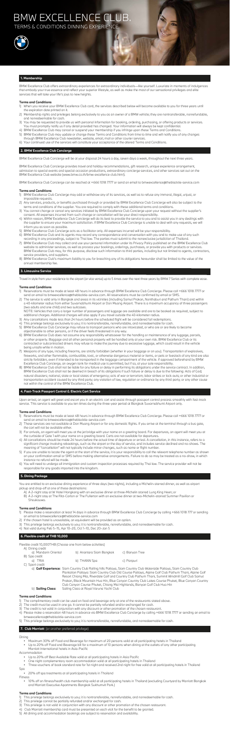# BMW EXCELLENCE CLUB.

TERMS & CONDITIONS DINNING EXPERIENCE.

## 1. Membership

BMW Excellence Club offers extraordinary experiences for extraordinary individuals—like yourself. Luxuriate in moments of indulgences that embody your true essence and reflect your superior lifestyle, as well as make the most of our sensational privileges and elite services that will take your life's joys to new heights.

**Terms and Conditions**

1) When you receive your BMW Excellence Club card, the services described below will become available to you for three years until the expiration date printed on it.
2) Membership rights and privileges belong exclusively to you as an owner of a BMW vehicle; they are nontransferable, nonrefundable, and nonredeemable for cash.
3) You may be requested to provide us with personal information for booking, ordering, purchasing, or offering products or services. You must promptly notify us if any detail provided has changed. Your information will always be kept confidential.
4) BMW Excellence Club may cancel or suspend your membership if you infringe upon these Terms and Conditions.
5) BMW Excellence Club may update or change these Terms and Conditions from time to time and will notify you of any changes through BMW Excellence Club newsletter, website, email, mail or other courier services.
6) Your continued use of the services will constitute your acceptance of the altered Terms and Conditions.

## 2. BMW Excellence Club Concierge

BMW Excellence Club Concierge will be at your disposal 24 hours a day, seven days a week, throughout the next three years.

BMW Excellence Club Concierge provides travel and holiday recommendations, gift research, unique experience arrangement, admission to special events and special-occasion productions, extraordinary concierge services, and other services set out on the BMW Excellence Club website (www.bmw.co.th/bmw-excellence-club.html).

BMW Excellence Club Concierge can be reached at +66 1018 7777 or send an email to bmwexcellence@theblacktie-service.com

**Terms and Conditions**

1) BMW Excellence Club Concierge may add or withdraw any of its services, as well as to refuse any immoral, illegal, unjust, or impossible requests.
2) Any services, products, or benefits purchased through or provided by BMW Excellence Club Concierge will also be subject to the terms and conditions of the supplier. You are required to comply with these additional terms and conditions.
3) You cannot change or cancel any services initiated by BMW Excellence Club Concierge upon your request without the supplier's consent. All expenses incurred from such change or cancellation will be your direct responsibility.
4) Within reason, BMW Excellence Club Concierge will do its best to provide the service to you and to assist you in any dealings with the supplier to ensure your maximum satisfaction. If BMW Excellence Club Concierge is unable to deal with any requests, we will inform you as soon as possible.
5) BMW Excellence Club Concierge acts as a facilitator only. All expenses incurred will be your responsibility.
6) BMW Excellence Club and its agents may record any correspondence and conversation with you and to make use of any such recording in any proceedings, subject to Thai law. The parties must submit to the nonexclusive jurisdiction of Thailand.
7) BMW Excellence Club may collect and use your personal information under its Privacy Policy published on the BMW Excellence Club website to administer services, as well as process your bookings, orderings, purchases, or provide you with products or services. BMW Excellence Club may, for this purpose, disclose such information to third parties, including but not limited to agents, contractors, service providers, and suppliers.
8) BMW Excellence Club's maximum liability to you for breaching any of its obligations hereunder shall be limited to the value of the annual membership fee.

## 3. Limousine Service

Travel in style from your residence to the airport (or vice versa) up to 5 times over the next three years by BMW 7 Series with complete ease.

**Terms and Conditions**

1) Reservations must be made at least 48 hours in advance through BMW Excellence Club Concierge. Please call +66 1018 7777 or send an email to bmwexcellence@theblacktie-service.com. All reservations must be confirmed by email or SMS.
2) The service is valid only in Bangkok and areas in its vicinities (including Samut Prakan, Nonthaburi and Pathum Thani) and within a 40-kilometer radius from either Suvarnabhumi Airport or Don Mueang Airport. There is a maximum occupancy of three passengers (two adults and one child) and two suitcases.
NOTE: Vehicles that carry a larger number of passengers and luggage are available and are to be booked as required, subject to additional charges. Additional charges will also apply if you travel outside the 40-kilometer radius.
3) Any cancellations made less than 24 hours before the scheduled flight will be considered full redemptions.
4) This privilege belongs exclusively to you; it is nontransferable, nonrefundable, and nonredeemable for cash.
5) BMW Excellence Club Concierge may refuse to transport persons who are intoxicated, or who are or are likely to become objectionable to other persons, or if the driver feels threatened in any way.
6) BMW Excellence Club does not assume any responsibility whatsoever for the handling or maintenance of any luggage, parcels, or other property. Baggage and all other personal property will be handled only at your own risk. BMW Excellence Club or its contracted or subcontracted drivers may refuse to make the journey due to excessive luggage, which could result in the vehicle being unsafe while in motion.
7) Weapons of any type, including firearms, are strictly forbidden (whether in your baggage or on you). Transportation of explosives, fireworks, and other flammable, combustible, toxic, or otherwise dangerous material or items, or pets or livestock of any kind are also strictly forbidden, even if intended to be transported in the baggage compartment of the vehicle. If approved beforehand by BMW Excellence Club Concierge, an oxygen tank for medical use is permitted, but if so, at your sole responsibility.
8) BMW Excellence Club shall not be liable for any failure or delay in performing its obligations under the service contract. In addition, BMW Excellence Club shall not be deemed in breach of its obligations if such failure or delay is due to the following: Acts of God; natural disasters; national, state or local states of emergency; acts of war or terrorism; labor strikes or lock-outs; or other industrial or transportation accident caused by any third party; any violation of law, regulation or ordinance by any third party; or any other cause not within the control of the BMW Excellence Club.

## 4. Fast-Track Passport Control & Electric Cart Service

Upon arrival, an agent will greet and escort you in an electric cart and assist through passport control process smoothly with fast-track service. This service is available to you ten times during the three-year period at Bangkok Suvarnabhumi Airport only.

**Terms and Conditions**

1) Reservations must be made at least 48 hours in advance through BMW Excellence Club Concierge. Please call +66 1018 7777 or send an email to bmwexcellence@theblacktie-service.com
2) These services are not available at Don Mueang Airport or for any domestic flights. If you arrive at the terminal through a bus gate, the cart will not be available either.
3) For arrivals, an agent will meet you at the jet bridge with your name on a greeting board. For departures, an agent will meet you at the outside of Gate 1 with your name on a greeting board. Carts are not available for departures.
4) All cancellations should be made 24 hours before the actual time of departure or arrival. A cancellation, in this instance, refers to a significant change involving rebookings, such as the airport or the day of service, and includes service declined and no-shows. The meaning of "cancellation" will not typically include minor changes, such as name or flight number.
5) If you are unable to locate the agent at the start of the service, it is your responsibility to call the relevant telephone number as shown on your confirmation email or SMS before making alternative arrangements. Failure to do so may be treated as a no-show, in which instance no refund will be made.
6) You will need to undergo all immigration and custom inspection processes required by Thai law. The service provider will not be responsible for any goods imported into the kingdom.

## 5. Dining Package

You are entitled to an exclusive dining experience of three days (two nights), including a Michelin-starred dinner, as well as airport pickup and drop-off at one of these destinations:

A) A 2-night stay at W Hotel Hongkong with an exclusive dinner at three-Michelin starred Lung King Heen; or
B) A 2-night stay at The Ritz-Carlton or The Fullerton with an exclusive dinner at two-Michelin-starred Summer Pavilion or Shoukouwa.

**Terms and Conditions**

1) Please make a reservation at least 14 days in advance through BMW Excellence Club Concierge by calling +66 1018 777 or sending an email to bmwexcellence@theblacktie-service.com
2) If the chosen hotel is unavailable, an equivalent will be provided as an option.
3) This privilege belongs exclusively to you; it is nontransferable, nonrefundable, and nonredeemable for cash.
4) Not valid during Feb 5–15, Apr 10–20, Oct 1–10, Dec 20–Jan 5

## 6. Flexible credit of THB 10,000

Flexible credit 10,000THB (Choose one from below activities)

A) Dining credit
  a) Mandarin Oriental  b) Anantara Siam Bangkok  c) Banyan Tree
B) Spa credit
  a) TRIA  b) THANN Spa  c) Panpuri
C) Sport credit
  a) **Golf Experience:** Siam Country Club Rolling hills Pattaya, Siam Country Club Waterside Pattaya, Siam Country Club Plantation Pattaya; Siam Country Club Old Course Pattaya, Alpine Golf Club Pathum Thani, Alpine Golf Resort Chiang Mai, Riverdale Golf and Country Club Pathum Thani, Summit Windmill Golf Club Samut Prakan, Black Mountain Hua Hin, Blue Canyon Country Club Lakes Course Phuket, Blue Canyon Country Club Canyon Course Phuket, Chiang Mai Highlands, Banyan Golf Club Hua Hin
  b) **Sailing Class:** Sailing Class at Royal Varuna Yacht Club

**Terms and Conditions**

1) The complimentary credit can be used on food and beverage only at one of the restaurants stated above.
2) The credit must be used in one go. It cannot be partially refunded and/or exchanged for cash.
3) The credit is not valid in conjunction with any discount or other promotion of the chosen restaurant.
4) Please make a reservation 48 hours in advance via BMW Excellence Club Concierge by calling +66 1018 7777 or sending an email to bmwexcellence@theblacktie-service.com
5) This privilege belongs exclusively to you; it is nontransferable, nonrefundable, and nonredeemable for cash.

## 7. Club Marriott (or another preferred privilege)

Dining
- Maximum 30% off Food and Beverage for maximum of 20 persons valid at all participating hotels in Thailand
- Up to 20% off Food and Beverage bill for a maximum of 10 persons when dining at the outlets of any other participating Marriott International hotels in Asia-Pacific

Accommodation
- Up to 20% off Best Available Rate valid at all participating hotels in Asia Pacific
- One night complementary room accommodation valid at all participating hotels in Thailand
- Three vouchers of book standard rate for 1st night and received 2nd night for free valid at all participating hotels in Thailand

Spa
- 20% off spa treatments at all participating hotels in Thailand

Fitness
- 10% off on fitness/health club membership valid at all participating hotels in Thailand (excluding Courtyard by Marriott Bangkok and Marriott Executive Apartments Bangkok Sukhumvit Park.)

**Terms and Conditions**

1) This privilege belongs exclusively to you; it is nontransferable, nonrefundable, and nonredeemable for cash.
2) This privilege cannot be partially refunded and/or exchanged for cash.
3) This privilege is not valid in conjunction with any discount or other promotion of the chosen restaurant.
4) Club Marriott membership card must be presented on each visit for the benefit to be granted.
5) All dining and accommodation bookings are subject to reservation and availability.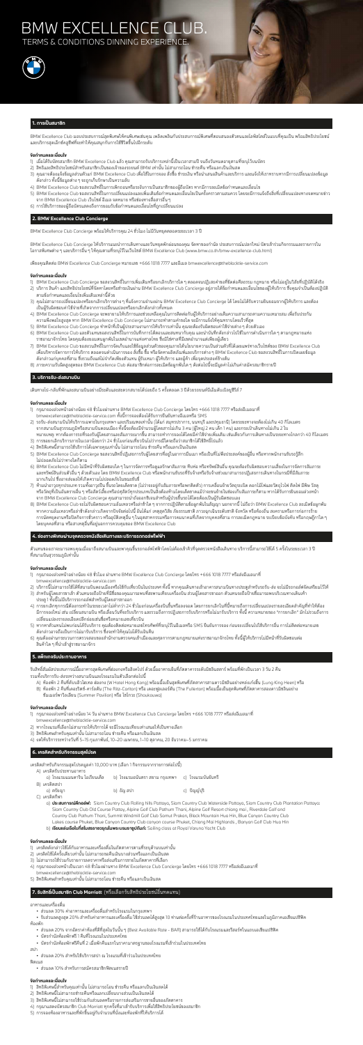# BMW EXCELLENCE CLUB.

TERMS & CONDITIONS DINNING EXPERIENCE.

## 1. การเป็นสมาชิก

BMW Excellence Club มอบประสบการณ์พิเศษให้คุณซึ่งเป็นผู้ใช้รถยนต์ BMW ด้วยบริการพิเศษเฉพาะตัวผ่านพันธมิตรทางธุรกิจที่คัดสรรมาเป็นอย่างดี พร้อมสิทธิประโยชน์และบริการสุดพิเศษที่ให้คุณสัมผัสกับประสบการณ์ที่เหนือระดับ

### ข้อกำหนดและเงื่อนไข

1) เมื่อได้รับบัตรสมาชิก BMW Excellence Club แล้ว คุณสามารถรับบริการแต่ละปีเป็นเวลาสามปี จนถึงวันหมดอายุตามที่ระบุไว้บนบัตร
2) สิทธิและสิทธิประโยชน์สำหรับสมาชิกเป็นของเจ้าของรถยนต์ BMW เท่านั้น ไม่สามารถโอน ขายต่อ หรือแลกเป็นเงินสด
3) คุณอาจต้องแจ้งข้อมูลส่วนตัวแก่ BMW Excellence Club เพื่อใช้ในการจอง สิ่งนี้ก หรือบริการ ตลอดจนการรับสิทธิประโยชน์และการเข้าร่วมกิจกรรมต่างๆ โดยจะยึดถือตามนโยบายความเป็นส่วนตัวที่มีการปรับปรุงตามข้อกำหนดของกฎหมายต่างๆ
4) BMW Excellence Club ขอสงวนสิทธิ์ในการเพิกถอนการเป็นสมาชิกของผู้ถือบัตร หากมีการละเมิดข้อกำหนดและเงื่อนไข
5) BMW Excellence Club ขอสงวนสิทธิ์ในการเปลี่ยนแปลงข้อกำหนดและเงื่อนไขเป็นครั้งคราวตามที่เห็นสมควร โดยจะมีการแจ้งให้ทราบผ่านทางเว็บไซต์หรืออีเมลล่วงหน้าก่อนการเปลี่ยนแปลงจะมีผลบังคับใช้ BMW Excellence Club เว็บไซต์ อีเมล จดหมาย หรือช่องทางอื่นๆ ที่เหมาะสม
6) การใช้บริการของผู้ถือบัตรต้องเป็นไปตามข้อกำหนดและเงื่อนไขที่ระบุไว้ โดยอาจมีการเปลี่ยนแปลงตามนโยบายของพันธมิตร

## 2. BMW Excellence Club Concierge

BMW Excellence Club Concierge พร้อมให้บริการคุณ 24 ชั่วโมง ไม่มีวันหยุดตลอดอายุสมาชิก 3 ปี

BMW Excellence Club Concierge ให้บริการแนะนำการเดินทางและรับจองทั่วโลก บริการด้านการท่องเที่ยวและการพักผ่อน จัดหาของกำนัล ประสบการณ์และกิจกรรมที่น่าสนใจ พร้อมการช่วยเหลือในการใช้สิทธิประโยชน์ที่ได้รับอย่างครบถ้วน โดยคุณสามารถดูรายละเอียดได้ที่เว็บไซต์ของ BMW Excellence Club (www.bmw.co.th/bmw-excellence-club.html)

เพียงคุณติดต่อ BMW Excellence Club Concierge หมายเลข +666 1018 7777 และอีเมล bmwexcellence@theblacktie-service.com

### ข้อกำหนดและเงื่อนไข

1) BMW Excellence Club Concierge ขอสงวนสิทธิ์ในการปฏิเสธคำร้องขอที่ผิดกฎหมาย ขัดต่อศีลธรรมอันดี หรือขัดต่อนโยบายการให้บริการ
2) บริการ สินค้า และสิทธิประโยชน์ที่จัดหาโดยหรือผ่าน BMW Excellence Club Concierge อยู่ภายใต้ข้อกำหนดและเงื่อนไขของผู้ให้บริการ ซึ่งคุณจำเป็นต้องปฏิบัติตามข้อกำหนดและเงื่อนไขดังกล่าว
3) คุณไม่สามารถเปลี่ยนแปลงหรือยกเลิกการจองที่ทำผ่าน BMW Excellence Club Concierge ได้ โดยไม่ได้รับความยินยอมจากผู้ให้บริการ และต้องเป็นผู้รับผิดชอบค่าใช้จ่ายที่เกิดจากการเปลี่ยนแปลงหรือยกเลิกดังกล่าวทั้งหมด
4) BMW Excellence Club Concierge จะพยายามให้บริการและจัดหาสินค้าหรือบริการที่ตรงกับความต้องการของคุณมากที่สุด แต่ไม่รับประกันความสำเร็จของคำขอทุกรายการ BMW Excellence Club Concierge ไม่สามารถรับประกันความพร้อมหรือคุณภาพของบริการหรือผลิตภัณฑ์จากผู้ให้บริการภายนอกได้
5) BMW Excellence Club Concierge ทำหน้าที่เป็นผู้ประสานงานการให้บริการเท่านั้น คุณจะต้องรับผิดชอบค่าใช้จ่ายต่างๆ ด้วยตัวเอง
6) BMW Excellence Club และตัวแทนของบริการเป็นเพียงตัวแทนของคุณ ไม่รับผิดชอบต่อความสูญเสียหรือความเสียหายใดๆ ที่เกิดขึ้นจากบริการหรือสินค้าที่จัดหาผ่าน BMW Excellence Club Concierge ซึ่งผู้ให้บริการและผู้ขายเป็นผู้รับผิดชอบโดยตรง
7) BMW Excellence Club ขอสงวนสิทธิ์ในการจัดเก็บและใช้ข้อมูลส่วนตัวของคุณภายใต้นโยบายความเป็นส่วนตัวที่ได้แจ้งไว้ เพื่อวัตถุประสงค์ในการให้บริการ BMW Excellence Club ขอสงวนสิทธิ์ในการเปิดเผยข้อมูลดังกล่าวแก่บุคคลที่สาม ที่ช่วยให้บริการแก่คุณ และพันธมิตรทางธุรกิจ ตลอดจนบันทึกการสนทนาทางโทรศัพท์เพื่อการควบคุมคุณภาพ
8) การตกลงรับบริการแล้วถือว่าคุณยอมรับเงื่อนไขดังกล่าว BMW Excellence Club ขอสงวนสิทธิ์ในการให้บริการทั้งหมดตามที่ระบุไว้

## 3. บริการรับ-ส่งสนามบิน

เดินทางไป-กลับที่พักและสนามบินอย่างมีระดับและสะดวกสบายได้ปีละ 5 ครั้ง ตลอด 3 ปีด้วยรถยนต์ที่มีระดับเทียบเท่ากับ BMW ซีรีส์ 7

### ข้อกำหนดและเงื่อนไข

1) กรุณาจองล่วงหน้าอย่างน้อย 48 ชั่วโมง ผ่านทาง BMW Excellence Club Concierge โดยโทร +666 1018 7777 หรืออีเมลมาที่ bmwexcellence@theblacktie-service.com ทั้งนี้การจองต้องได้รับการยืนยันจากผู้ให้บริการ
2) รถรับ-ส่งสามารถให้บริการเฉพาะในกรุงเทพฯ และปริมณฑลเท่านั้น (ได้แก่ สมุทรปราการ นนทบุรี และปทุมธานี) โดยระยะทางจะต้องไม่เกิน 40 กิโลเมตรต่อเที่ยว และผู้โดยสารจะต้องไม่เกิน 3 คน (ผู้ใหญ่ 2 คน เด็ก 1 คน) และกระเป๋าเดินทางไม่เกิน 2 ใบ หากระยะทางเกินกว่า 40 กิโลเมตร จะมีค่าใช้จ่ายเพิ่มเติม
3) การจองเพื่อใช้บริการรับ-ส่งตามวันเวลาที่ได้รับการยืนยันแล้ว ไม่สามารถเปลี่ยนแปลงได้ภายใน 24 ชั่วโมงก่อนเวลานัดหมาย
4) สิทธิพิเศษนี้สามารถใช้บริการได้เฉพาะสมาชิกเท่านั้น ไม่สามารถโอน ขายต่อ หรือแลกเป็นเงินสด
5) BMW Excellence Club Concierge ขอสงวนสิทธิ์ในการเปลี่ยนแปลงรุ่นรถยนต์ที่ใช้ในการให้บริการได้ตามความเหมาะสม โดยที่ระดับของรถยนต์จะเทียบเท่ากับ BMW ซีรีส์ 7 ไม่มีการเปลี่ยนแปลงเป็นอย่างอื่นใด
6) BMW Excellence Club ไม่มีหน้าที่รับผิดชอบใดๆ ในการจัดการข้อมูลเกี่ยวกับการเดินทาง ที่พักอาศัย หรือทรัพย์สินของคุณ และคุณต้องรับผิดชอบในการเก็บรักษาทรัพย์สินของตนเองในระหว่างการเดินทาง รวมถึงสิ่งของที่อาจลืมไว้ในรถ
7) ห้ามนำสารอันตราย เช่น ของเหลวไวไฟ อาวุธ สัตว์เลี้ยง (ยกเว้นสัตว์ช่วยเหลือคนพิการ) หรือสิ่งผิดกฎหมายใดๆ ขึ้นรถ หากพบว่ามีการนำสิ่งของต้องห้ามดังกล่าวขึ้นรถ ผู้ให้บริการมีสิทธิ์ปฏิเสธการให้บริการได้ทันที BMW Excellence Club ขอสงวนสิทธิ์ในการยกเลิกการให้บริการหากคุณไม่ปฏิบัติตามข้อกำหนดและเงื่อนไข โดยคุณจะต้องรับผิดชอบค่าเสียหายที่เกิดขึ้นทั้งหมด

## 4. ช่องทางพิเศษผ่านจุดตรวจหนังสือเดินทางและบริการรถกอล์ฟไฟฟ้า

ด้วยบริการช่องทางพิเศษผ่านจุดตรวจหนังสือเดินทางที่สนามบินสุวรรณภูมิ พร้อมบริการรถกอล์ฟไฟฟ้าที่สนามบินสุวรรณภูมิ ปีละ 5 ครั้ง ตลอด 3 ปี

### ข้อกำหนดและเงื่อนไข

1) กรุณาจองล่วงหน้าอย่างน้อย 48 ชั่วโมง ผ่านทาง BMW Excellence Club Concierge โดยโทร +666 1018 7777 หรืออีเมลมาที่ bmwexcellence@theblacktie-service.com
2) บริการนี้ไม่สามารถใช้ได้สำหรับเที่ยวบินภายในประเทศ ทั้งนี้ ทุกคนต้องแสดงหนังสือเดินทางและบัตรผ่านขึ้นเครื่อง และไม่สามารถใช้แทนขั้นตอนการตรวจรักษาความปลอดภัยและการตรวจคนเข้าเมืองได้
3) สิทธิพิเศษนี้สามารถใช้บริการได้เฉพาะสมาชิกและผู้ติดตามไม่เกิน 3 ท่านในแต่ละครั้ง ไม่สามารถโอน ขายต่อ หรือแลกเป็นเงินสด
4) การยกเลิกการจองต้องแจ้งล่วงหน้าอย่างน้อย 24 ชั่วโมงก่อนเวลาที่นัดหมาย หากไม่ได้แจ้งยกเลิกภายในระยะเวลาที่กำหนดจะถือว่าได้ใช้สิทธิ์ในครั้งนั้นแล้ว
5) หากเจ้าหน้าที่สนามบินไม่อนุญาตให้ใช้บริการ เนื่องจากปัจจัยที่เกี่ยวข้องกับความปลอดภัยหรือสถานการณ์ที่ไม่สามารถควบคุมได้ BMW Excellence Club ไม่รับผิดชอบต่อความเสียหายที่เกิดขึ้น
6) คุณต้องปฏิบัติตามระเบียบและข้อบังคับของสนามบินและหน่วยงานที่เกี่ยวข้องอย่างเคร่งครัด

## 5. แพ็กเกจรับประทานอาหาร

รับสิทธิ์เลือกรับประทานอาหารที่ห้องอาหารชั้นนำในกรุงเทพฯ ได้ 2 ท่าน ปีละ 2 ครั้ง ตลอด 3 ปี ตามรายการดังต่อไปนี้

A) ห้องอาหาร Hong Kong ที่โรงแรม Hotel Hong Kong พร้อมเมนูพิเศษ (Lung King Heen) หรือ
B) ห้องอาหาร Summer Pavilion ที่โรงแรม The Ritz-Carlton หรือ ห้องอาหาร Shoukouwo

### ข้อกำหนดและเงื่อนไข

1) กรุณาจองล่วงหน้าอย่างน้อย 14 วัน ผ่านทาง BMW Excellence Club Concierge โดยโทร +666 1018 7777 หรืออีเมลมาที่ bmwexcellence@theblacktie-service.com
2) หากไม่มาตามที่จองไว้จะถือว่าใช้สิทธิ์แล้ว
3) สิทธิพิเศษนี้สำหรับคุณเท่านั้น ไม่สามารถโอน ขายต่อ หรือแลกเป็นเงินสด
4) ไม่สามารถใช้สิทธิ์ได้ในวันหยุดนักขัตฤกษ์ 5-15 ก.ย. 10-20 เม.ย. 1-10 ต.ค. 20 ธ.ค. - 5 ม.ค.

## 6. เทศกาลสำหรับกิจกรรมสุดพิเศษ

เลือกกิจกรรมพิเศษได้ 1 กิจกรรม มูลค่าสูงสุด 10,000 บาท (เลือก 1 กิจกรรมจากรายการต่อไปนี้)

A) สปา

a) โรงแรมแมนดาริน โอเรียนเต็ล b) โรงแรมแบงค็อก กรุงเทพฯ c) โรงแรมพีนินซูลา

B) ฟิตเนส

a) โรงแรม b) อัลซีซ c) อัญญ่า

C) กอล์ฟ

a) ประสบการณ์กีฬากอล์ฟ: Siam Country Club Rolling Hills Pattaya, Siam Country Club Waterside Pattaya, Siam Country Club Plantation Pattaya, Siam Country Club Old Course Pattaya, Alpine Golf Club Pathum Thani, Alpine Golf Resort Chiang mai, Riverdale Golf and Country Club Pathum Thani, Summit Windmill Golf Club Samut Prakan, Black Mountain Hua Hin, Blue Canyon Country Club Lakes course Phuket, Blue Canyon Country Club canyon course Phuket, Chiang Mai Highlands, Banyan Golf Club Hua Hin

b) เรือใบ: Sailing class at Royal Varuna Yacht Club

### ข้อกำหนดและเงื่อนไข

1) เลือกกิจกรรมได้เพียง 1 กิจกรรม ตลอดอายุสมาชิกเท่านั้น
2) สิทธิ์ใช้ได้ครั้งเดียวเท่านั้น ไม่สามารถแลกเป็นเงินสดหรือโอนให้ผู้อื่นได้
3) ไม่สามารถใช้ร่วมกับรายการลดราคาหรือส่วนลดอื่นๆ
4) กรุณาจองล่วงหน้าอย่างน้อย 48 ชั่วโมง ผ่านทาง BMW Excellence Club Concierge โดยโทร +666 1018 7777 หรืออีเมลมาที่ bmwexcellence@theblacktie-service.com
5) สิทธิพิเศษสำหรับคุณเท่านั้น ไม่สามารถโอน ขายต่อ หรือแลกเป็นเงินสด

## 7. สิทธิพิเศษสมาชิก Club Marriott (หรือเลือกรับสิทธิประโยชน์อื่นทดแทน)

อาหารและเครื่องดื่ม

- ส่วนลด 30% ค่าอาหารและเครื่องดื่มสำหรับโรงแรมในกรุงเทพฯ
- รับส่วนลดสูงสุด 20% สำหรับอาหารและเครื่องดื่ม โดยใช้ส่วนลดได้สูงสุด 10 ท่าน ต่อครั้งที่ร้านอาหารของโรงแรมในประเทศไทยและในภูมิภาคเอเชียแปซิฟิก

ห้องพัก

- ส่วนลด 20% จากอัตราค่าห้องพักที่ดีที่สุดในวันนั้นๆ (Best Available Rate - BAR) สามารถใช้ได้กับโรงแรมและรีสอร์ทในเอเชียแปซิฟิก
- บัตรกำนัลห้องพักฟรี 1 คืนที่โรงแรมในประเทศไทย
- บัตรกำนัลห้องพักฟรีคืนที่ 2 เมื่อพักคืนแรกในราคาเต็มที่โรงแรมที่เข้าร่วมในประเทศไทย

สปา

- ส่วนลด 20% สำหรับใช้บริการสปา ณ โรงแรมที่เข้าร่วมในประเทศไทย

ฟิตเนส

- ส่วนลด 10% สำหรับการสมัครสมาชิกฟิตเนสรายปี

### ข้อกำหนดและเงื่อนไข

1) สิทธิพิเศษนี้สำหรับคุณเท่านั้น ไม่สามารถโอน ขายต่อ หรือแลกเป็นเงินสดได้
2) สิทธิพิเศษนี้ไม่สามารถใช้ร่วมกับโปรโมชั่นอื่นได้
3) สิทธิพิเศษนี้ไม่สามารถใช้ร่วมกับส่วนลดหรือรายการส่งเสริมการขายอื่นของโรงแรมได้
4) กรุณาแสดงบัตรสมาชิก Club Marriott ทุกครั้งที่มาใช้บริการเพื่อใช้สิทธิประโยชน์ของสมาชิก
5) กรุณาตรวจสอบรายละเอียดเพิ่มเติมกับโรงแรมที่เข้าร่วมก่อนใช้บริการ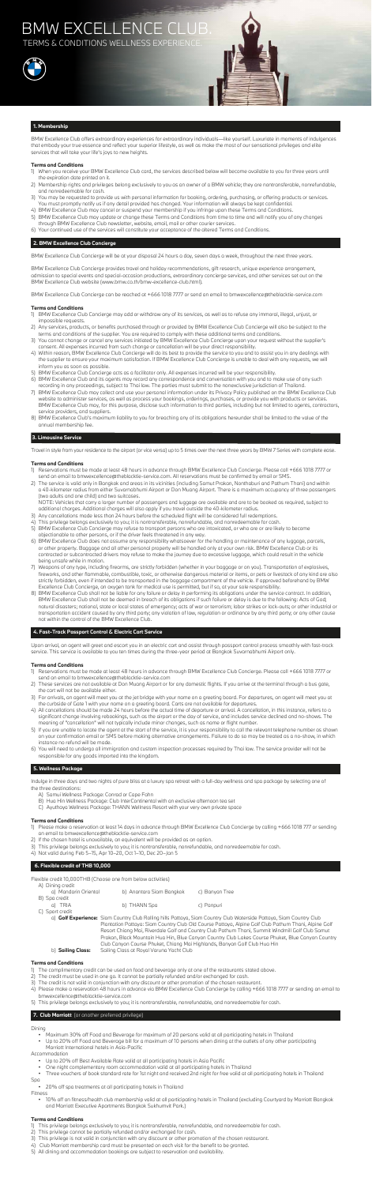# BMW EXCELLENCE CLUB.

TERMS & CONDITIONS WELLNESS EXPERIENCE.

## 1. Membership

BMW Excellence Club offers extraordinary experiences for extraordinary individuals—like yourself. Luxuriate in moments of indulgences that embody your true essence and reflect your superior lifestyle, as well as make the most of our sensational privileges and elite services that will take your life's joys to new heights.

**Terms and Conditions**

1) When you receive your BMW Excellence Club card, the services described below will become available to you for three years until the expiration date printed on it.
2) Membership rights and privileges belong exclusively to you as an owner of a BMW vehicle; they are nontransferable, nonrefundable, and nonredeemable for cash.
3) You may be requested to provide us with personal information for booking, ordering, purchasing, or offering products or services. You must promptly notify us if any detail provided has changed. Your information will always be kept confidential.
4) BMW Excellence Club may cancel or suspend your membership if you infringe upon these Terms and Conditions.
5) BMW Excellence Club may update or change these Terms and Conditions from time to time and will notify you of any changes through BMW Excellence Club newsletter, website, email, mail or other courier services.
6) Your continued use of the services will constitute your acceptance of the altered Terms and Conditions.

## 2. BMW Excellence Club Concierge

BMW Excellence Club Concierge will be at your disposal 24 hours a day, seven days a week, throughout the next three years.

BMW Excellence Club Concierge provides travel and holiday recommendations, gift research, unique experience arrangement, admission to special events and special-occasion productions, extraordinary concierge services, and other services set out on the BMW Excellence Club website (www.bmw.co.th/bmw-excellence-club.html).

BMW Excellence Club Concierge can be reached at +66 1018 7777 or send an email to bmwexcellence@theblacktie-service.com

**Terms and Conditions**

1) BMW Excellence Club Concierge may add or withdraw any of its services, as well as to refuse any immoral, illegal, unjust, or impossible requests.
2) Any services, products, or benefits purchased through or provided by BMW Excellence Club Concierge will also be subject to the terms and conditions of the supplier. You are required to comply with these additional terms and conditions.
3) You cannot change or cancel any services initiated by BMW Excellence Club Concierge upon your request without the supplier's consent. All expenses incurred from such change or cancellation will be your direct responsibility.
4) Within reason, BMW Excellence Club Concierge will do its best to provide the service to you and to assist you in any dealings with the supplier to ensure your maximum satisfaction. If BMW Excellence Club Concierge is unable to deal with any requests, we will inform you as soon as possible.
5) BMW Excellence Club Concierge acts as a facilitator only. All expenses incurred will be your responsibility.
6) BMW Excellence Club and its agents may record any correspondence and conversation with you and to make use of any such recording in any proceedings, subject to Thai law. The parties must submit to the nonexclusive jurisdiction of Thailand.
7) BMW Excellence Club may collect and use your personal information under its Privacy Policy published on the BMW Excellence Club website to administer services, as well as process your bookings, orderings, purchases, or provide you with products or services. BMW Excellence Club may, for this purpose, disclose such information to third parties, including but not limited to agents, contractors, service providers, and suppliers.
8) BMW Excellence Club's maximum liability to you for breaching any of its obligations hereunder shall be limited to the value of the annual membership fee.

## 3. Limousine Service

Travel in style from your residence to the airport (or vice versa) up to 5 times over the next three years by BMW 7 Series with complete ease.

**Terms and Conditions**

1) Reservations must be made at least 48 hours in advance through BMW Excellence Club Concierge. Please call +66 1018 7777 or send an email to bmwexcellence@theblacktie-service.com. All reservations must be confirmed by email or SMS.
2) The service is valid only in Bangkok and areas in its vicinities (including Samut Prakan, Nonthaburi and Pathum Thani) and within a 40-kilometer radius from either Suvarnabhumi Airport or Don Mueang Airport. There is a maximum occupancy of three passengers (two adults and one child) and two suitcases.
NOTE: Vehicles that carry a larger number of passengers and luggage are available and are to be booked as required, subject to additional charges. Additional charges will also apply if you travel outside the 40-kilometer radius.
3) Any cancellations made less than 24 hours before the scheduled flight will be considered full redemptions.
4) This privilege belongs exclusively to you; it is nontransferable, nonrefundable, and nonredeemable for cash.
5) BMW Excellence Club Concierge may refuse to transport persons who are intoxicated, or who are or are likely to become objectionable to other persons, or if the driver feels threatened in any way.
6) BMW Excellence Club does not assume any responsibility whatsoever for the handling or maintenance of any luggage, parcels, or other property. Baggage and all other personal property will be handled only at your own risk. BMW Excellence Club or its contracted or subcontracted drivers may refuse to make the journey due to excessive luggage, which could result in the vehicle being unsafe while in motion.
7) Weapons of any type, including firearms, are strictly forbidden (whether in your baggage or on you). Transportation of explosives, fireworks, and other flammable, combustible, toxic, or otherwise dangerous material or items, or pets or livestock of any kind are also strictly forbidden, even if intended to be transported in the baggage compartment of the vehicle. If approved beforehand by BMW Excellence Club Concierge, an oxygen tank for medical use is permitted, but if so, at your sole responsibility.
8) BMW Excellence Club shall not be liable for any failure or delay in performing its obligations under the service contract. In addition, BMW Excellence Club shall not be deemed in breach of its obligations if such failure or delay is due to the following: Acts of God; natural disasters; national, state or local states of emergency; acts of war or terrorism; labor strikes or lock-outs; or other industrial or transportation accident caused by any third party; any violation of law, regulation or ordinance by any third party; or any other cause not within the control of the BMW Excellence Club.

## 4. Fast-Track Passport Control & Electric Cart Service

Upon arrival, an agent will greet and escort you in an electric cart and assist through passport control process smoothly with fast-track service. This service is available to you ten times during the three-year period at Bangkok Suvarnabhumi Airport only.

**Terms and Conditions**

1) Reservations must be made at least 48 hours in advance through BMW Excellence Club Concierge. Please call +66 1018 7777 or send an email to bmwexcellence@theblacktie-service.com
2) These services are not available at Don Mueang Airport or for any domestic flights. If you arrive at the terminal through a bus gate, the cart will not be available either.
3) For arrivals, an agent will meet you at the jet bridge with your name on a greeting board. For departures, an agent will meet you at the outside of Gate 1 with your name on a greeting board. Carts are not available for departures.
4) All cancellations should be made 24 hours before the actual time of departure or arrival. A cancellation, in this instance, refers to a significant change involving rebookings, such as the airport or the day of service, and includes service declined and no-shows. The meaning of "cancellation" will not typically include minor changes, such as name or flight number.
5) If you are unable to locate the agent at the start of the service, it is your responsibility to call the relevant telephone number as shown on your confirmation email or SMS before making alternative arrangements. Failure to do so may be treated as a no-show, in which instance no refund will be made.
6) You will need to undergo all immigration and custom inspection processes required by Thai law. The service provider will not be responsible for any goods imported into the kingdom.

## 5. Wellness Package

Indulge in three days and two nights of pure bliss at a luxury spa retreat with a full-day wellness and spa package by selecting one of the three destinations:

A) Samui Wellness Package: Conrad or Cape Fahn
B) Hua Hin Wellness Package: Club InterContinental with an exclusive afternoon tea set
C) Ayutthaya Wellness Package: THANN Wellness Resort with your very own private space

**Terms and Conditions**

1) Please make a reservation at least 14 days in advance through BMW Excellence Club Concierge by calling +66 1018 7777 or sending an email to bmwexcellence@theblacktie-service.com
2) If the chosen hotel is unavailable, an equivalent will be provided as an option.
3) This privilege belongs exclusively to you; it is nontransferable, nonrefundable, and nonredeemable for cash.
4) Not valid during Feb 5–15, Apr 10–20, Oct 1–10, Dec 20–Jan 5

## 6. Flexible credit of THB 10,000

Flexible credit 10,000THB (Choose one from below activities)

A) Dining credit
   a) Mandarin Oriental   b) Anantara Siam Bangkok   c) Banyan Tree
B) Spa credit
   a) TRIA   b) THANN Spa   c) Panpuri
C) Sport credit
   a) **Golf Experience:** Siam Country Club Rolling hills Pattaya, Siam Country Club Waterside Pattaya, Siam Country Club Plantation Pattaya: Siam Country Club Old Course Pattaya, Alpine Golf Club Pathum Thani, Alpine Golf Resort Chiang Mai, Riverdale Golf and Country Club Pathum Thani, Summit Windmill Golf Club Samut Prakan, Black Mountain Hua Hin, Blue Canyon Country Club Lakes Course Phuket, Blue Canyon Country Club Canyon Course Phuket, Chiang Mai Highlands, Banyan Golf Club Hua Hin
   b) **Sailing Class:** Sailing Class at Royal Varuna Yacht Club

**Terms and Conditions**

1) The complimentary credit can be used on food and beverage only at one of the restaurants stated above.
2) The credit must be used in one go. It cannot be partially refunded and/or exchanged for cash.
3) The credit is not valid in conjunction with any discount or other promotion of the chosen restaurant.
4) Please make a reservation 48 hours in advance via BMW Excellence Club Concierge by calling +66 1018 7777 or sending an email to bmwexcellence@theblacktie-service.com
5) This privilege belongs exclusively to you; it is nontransferable, nonrefundable, and nonredeemable for cash.

## 7. Club Marriott (or another preferred privilege)

Dining
- Maximum 30% off Food and Beverage for maximum of 20 persons valid at all participating hotels in Thailand
- Up to 20% off Food and Beverage bill for a maximum of 10 persons when dining at the outlets of any other participating Marriott International hotels in Asia-Pacific

Accommodation
- Up to 20% off Best Available Rate valid at all participating hotels in Asia Pacific
- One night complimentary room accommodation valid at all participating hotels in Thailand
- Three vouchers of book standard rate for 1st night and received 2nd night for free valid at all participating hotels in Thailand

Spa
- 20% off spa treatments at all participating hotels in Thailand

Fitness
- 10% off on fitness/health club membership valid at all participating hotels in Thailand (excluding Courtyard by Marriott Bangkok and Marriott Executive Apartments Bangkok Sukhumvit Park.)

**Terms and Conditions**

1) This privilege belongs exclusively to you; it is nontransferable, nonrefundable, and nonredeemable for cash.
2) This privilege cannot be partially refunded and/or exchanged for cash.
3) This privilege is not valid in conjunction with any discount or other promotion of the chosen restaurant.
4) Club Marriott membership card must be presented on each visit for the benefit to be granted.
5) All dining and accommodation bookings are subject to reservation and availability.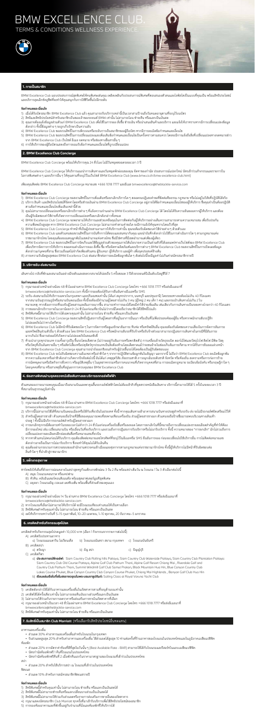# BMW EXCELLENCE CLUB.

TERMS & CONDITIONS WELLNESS EXPERIENCE.

## 1. การเป็นสมาชิก

BMW Excellence Club มอบประสบการณ์สุดพิเศษให้คนพิเศษเช่นคุณ เหลือเหนือกับประสบการณ์ที่เหนือระดับและความสะดวกสบายสำหรับสมาชิกที่มีผลิตภัณฑ์บีเอ็มดับเบิลยูระดับสูงที่คุณชื่นชอบ พร้อมสิทธิประโยชน์และบริการสุดเอ็กซ์คลูซีฟที่จะทำให้คุณสนุกกับการใช้ชีวิตขึ้นอีกระดับ

### ข้อกำหนดและเงื่อนไข

1) เมื่อได้รับบัตรสมาชิก BMW Excellence Club แล้ว คุณสามารถรับบริการเหล่านี้เป็นเวลาสามปี จนถึงวันหมดอายุตามที่ระบุไว้บนบัตร
2) สิทธิและสิทธิประโยชน์สำหรับสมาชิกเป็นของเจ้าของรถยนต์ BMW เท่านั้น ไม่สามารถโอน ชำระคืน หรือแลกเป็นเงินสด
3) คุณอาจต้องแจ้งข้อมูลส่วนตัวแก่ BMW Excellence Club เพื่อใช้ในการจอง สั่งซื้อ ชำระเงิน หรือนำเสนอสินค้าและบริการ และแจ้งให้ทราบหากมีการเปลี่ยนแปลงข้อมูล ดังกล่าว ทั้งนี้ข้อมูลต่างๆ จะถูกเก็บรักษาเป็นความลับ
4) BMW Excellence Club ขอสงวนสิทธิ์ในการพิจารณาการเพิกถอนหรือระงับการเป็นสมาชิกของผู้ถือบัตร หากมีการละเมิดข้อกำหนดและเงื่อนไข
5) BMW Excellence Club ขอสงวนสิทธิ์ในการเปลี่ยนแปลงและเพิ่มเติมข้อกำหนดและเงื่อนไขเป็นครั้งคราวตามสมควร โดยจะมีการแจ้งถึงสิ่งที่เปลี่ยนแปลงทางอีเมลหรือทางจดหมายข่าวจาก BMW Excellence Club เว็บไซต์ โซเชียลมีเดีย หรือช่องทางสื่อสารอื่น ๆ
6) การใช้บริการของผู้ถือบัตรแสดงถึงการยอมรับข้อกำหนดและเงื่อนไขที่ถูกเปลี่ยนแปลง

## 2. BMW Excellence Club Concierge

BMW Excellence Club Concierge พร้อมให้บริการคุณ 24 ชั่วโมง ไม่มีวันหยุดตลอดระยะเวลา 3 ปี

BMW Excellence Club Concierge ให้บริการแนะนำการเดินทางและบริษัทชั้นนำทั้งในประเทศและต่างประเทศ รวมถึงบริการแนะนำและจองภัตตาคาร โรงภาพยนตร์ และคอนเสิร์ต ตลอดจนการจัดหาและแนะนำโรงแรมชั้นนำทั่วโลก พร้อมด้วยบริการแนะนำสำหรับงานอื่นๆ ที่คุณต้องการ (www.bmw.co.th/bmw-excellence-club.html)

เพียงคุณติดต่อ BMW Excellence Club Concierge หมายเลข +666 1018 7777 และอีเมล bmwexcellence@theblacktie-service.com

### ข้อกำหนดและเงื่อนไข

1) BMW Excellence Club Concierge ขอสงวนสิทธิ์ในการเพิ่มเติมหรือยกเลิกบริการใดๆ ตามความเหมาะสมของกฎหมาย หรือไม่อยู่ในวิสัยที่ปฏิบัติได้จริง
2) บริการ สินค้า และสิทธิประโยชน์ที่จัดหาโดยหรือผ่านทาง BMW Excellence Club Concierge อยู่ภายใต้ข้อกำหนดและเงื่อนไขของผู้ให้บริการ ซึ่งคุณจำเป็นต้องปฏิบัติตามข้อกำหนดและเงื่อนไขเพิ่มเติมเหล่านี้ด้วย
3) คุณไม่สามารถเปลี่ยนแปลงหรือยกเลิกบริการต่าง ๆ ที่เมื่อตกลงว่าจ้างผ่าน BMW Excellence Club Concierge ได้ โดยไม่ได้รับความยินยอมจากผู้ให้บริการ และต้องเป็นผู้รับผิดชอบค่าใช้จ่ายที่เกิดจากการเปลี่ยนแปลงหรือยกเลิกดังกล่าวทั้งหมด
4) BMW Excellence Club Concierge จะพยายามให้บริการและช่วยเหลืออย่างเต็มที่แต่ไม่รับประกันความสำเร็จของผลลัพธ์ตามความต้องการของคุณ เพื่อป้องกันความเสียหายต่อคุณและ BMW Excellence Club Concierge ไม่สามารถทำตามคำขอได้ จะมีการแจ้งให้คุณทราบโดยเร็วที่สุด
5) BMW Excellence Club Concierge ทำหน้าที่เป็นผู้ประสานงานให้กับผู้ให้บริการเท่านั้น คุณจะต้องรับผิดชอบค่าใช้จ่ายต่าง ๆ ด้วยตัวเอง
6) BMW Excellence Club และตัวแทนของสงวนสิทธิ์ในการบันทึกการโทรติดต่อและสนทนากับคุณ และนำบันทึกดังกล่าวไปใช้ในการดำเนินการใด ๆ ตามกฎหมายแห่งราชอาณาจักรไทย โดยคุณต้องยอมตนผูกพันในผลลัพธ์ตามแห่งทางกัน ซึ่งมิใช่ทางที่ได้เลต่อส่วนแต่เพียงผู้เดียว
7) BMW Excellence Club ขอสงวนสิทธิ์ในการจัดเก็บและใช้ข้อมูลส่วนตัวของคุณตามที่ได้แจ้งผ่านทางบริการที่ได้ระบุไว้เมื่อแผนการที่ได้เผยแพร่ทางเว็บไซต์ของ BMW Excellence Club เพื่อบริหารจัดการการให้บริการ ตลอดจนดำเนินการจอง สั่งซื้อ ซื้อ หรือจัดหาผลิตภัณฑ์และบริการต่าง ๆ BMW Excellence Club ขอสงวนสิทธิ์ในการเปิดเผยข้อมูลดังกล่าวแก่บุคคลที่สาม ซึ่งรวมถึงแต่ไม่จำกัดเพียงตัวแทน ผู้รับเหมา ผู้ให้บริการ และผู้ค้า เพื่อจุดประสงค์ข้างต้น
8) การตกงานในติดต่อดูคุณ BMW Excellence Club ส่งสมาชิกต่อการขอเป็นข้อมูลที่นำไปนี้ ดังต่อไปนี้ข้อมูลต่างไม่เกินค่าของสมาชิกรายปี

## 3. บริการรับ-ส่งสนามบิน

เดินทางไป-กลับที่พักและสนามบินอย่างมีสไตล์และสะดวกสบายได้ปีละถึง 5 ครั้งตลอด 3 ปีด้วยรถยนต์บีเอ็มดับเบิลยูซีรีส์ 7

### ข้อกำหนดและเงื่อนไข

1) กรุณาจองล่วงหน้าอย่างน้อย 48 ชั่วโมงผ่านทาง BMW Excellence Club Concierge โดยโทร +666 1018 7777 หรืออีเมลมาที่ bmwexcellence@theblacktie-service.com ทั้งนี้การจองต้องได้รับการยืนยันทางอีเมลหรือ SMS
2) บริการรับ-ส่งสนามบินให้บริการเฉพาะในกรุงเทพฯ และปริมณฑลเท่านั้น (ดังนี้ สมุทรปราการ, นนทบุรี และปทุมธานี) โดยระยะทางของท้องถิ่นไม่เกิน 40 กิโลเมตร จากสนามบินสุวรรณภูมิหรือสนามบินดอนเมือง ทั้งนี้รถยนต์จะมีจำนวนผู้โดยสารไม่เกิน 3 คน (รวมคนขับ 1 คน) และกระเป๋าเดินทางไม่เกิน 2 ใบ หมายเหตุ: หากต้องการเรียกรับส่งผู้โดยสารและสัมภาระมากขึ้น สามารถทำการจองตั้งได้โดยมีค่าใช้จ่ายเพิ่มเติม เช่นเดียวกับการเดินทางเป็นระยะทางไกลกว่า 40 กิโลเมตร
3) การจองหรือการยกเลิกการจองในเวลาน้อยกว่า 24 ชั่วโมงก่อนเวลานัดจะต้องมีการหักสิทธิ์การใช้งานจนเป็นผลการใช้สิทธิ์แล้ว
4) สิทธิพิเศษนี้สามารถใช้บริการได้เฉพาะคุณเท่านั้น ไม่สามารถโอน ชำระคืน หรือแลกเป็นเงินสด
5) BMW Excellence Club Concierge ขอสงวนสิทธิ์ในการให้ผู้โดยสารที่อยู่ในอาการมึนเมา หรือเป็นที่รำคาญแก่ผู้ขับขี่ คู่ลงหน้าที่หรือพนักงานขับรถรู้สึกไม่ปลอดภัยไม่ว่ากรณีใดๆ
6) BMW Excellence Club ไม่มีหน้าที่รับผิดชอบในความเสียหายใด ๆ ในการจัดการหรือดูแลรักษาข้อมูลในบริการแต่ละราย หรือหากให้บริการที่ไม่ได้รับผิดชอบอันเกิดจากเหตุสุดวิสัย หรือในกรณีที่มีความเสียหายจากการดำเนินงานของผู้ให้บริการหรือสินค้าของผู้ให้บริการ
7) ทำแนวนำบุคคลเข้ามามีส่วนร่วมที่กำหนดซึ่งทางผู้ให้บริการไม่สามารถจัดหาได้เนื่องจากเหตุผลทางด้านการดำเนินงานของผู้ให้บริการ หรือทางคณะผู้ให้บริการ หรือทำกิจกรรมอื่นๆ ที่ไม่ได้เป็นไปตามที่กำหนด ซึ่งบางส่วนอาจไม่สามารถให้บริการได้ตามปกติ หากต้องการรับเงินชดเชยจากความเสียหายดังกล่าวจาก BMW Excellence Club
8) BMW Excellence Club จะไม่รับผิดชอบความเสียหายหรือสูญเสียใด ๆ จากการปฏิบัติตามข้อมูลที่เป็นข้อมูล หากการนี้ ไม่มีอย่างใดที่ BMW Excellence Club ต้องรับผิดชอบ และไม่ต้องชดเชยคืนให้แก่ลูกค้าผู้ใช้บริการ ไม่ว่าจะในกรณีใด ๆ ทั้งสิ้น

## 4. ส่องทางพิเศษผ่านจุดตรวจหนังสือเดินทางและบริการรถกอล์ฟไฟฟ้า

ส่วนหนอยแรงเวลาบริการลดงาน ๆ ที่ผ่านมาแล้วโดยเลี้ยงไปและใช้บริการเฉพาะความรวดเร็วของเวลารอคิวในสนามบินสุวรรณภูมิโดยเป็นการเอาใจใส่ และดูแลในขั้นสุดท้ายเป็นการขึ้นเครื่องบินได้ 5 ครั้งในระยะเวลา 3 ปี ที่สนามบินสุวรรณภูมิเท่านั้น

### ข้อกำหนดและเงื่อนไข

1) กรุณาจองล่วงหน้าอย่างน้อย 48 ชั่วโมง ผ่านทาง BMW Excellence Club Concierge โดยโทร +666 1018 7777 หรืออีเมลมาที่ bmwexcellence@theblacktie-service.com
2) บริการนี้ไม่สามารถใช้ได้ในวันหยุดนักขัตฤกษ์ บริการนี้รวมถึงการรอรับที่หน้าประตูทางเข้าอาคารสนามบินหรือทางออกต่างประเทศ และพาไปยังห้องรับรองพิเศษของสายการบิน ทั้งนี้การเดินทางภายในประเทศไม่ได้รวมอยู่ในบริการนี้
3) สำหรับผู้โดยสารขาเข้า ส่วนหนอยนี้จะไม่ได้รับการตรวจคนเข้าเมืองอย่างเร่งด่วน โดยคาดว่าจะเป็นผู้นำทางไปยังสายพานรับกระเป๋าเท่านั้น
4) ประเภท 1 ทั้งนี้ไม่มีบริการรถกอล์ฟไฟฟ้าที่เป็นผู้โดยสารขาออก
5) การจองหรือการยกเลิกการจองในเวลาน้อยกว่า 24 ชั่วโมงก่อนเวลานัดจะต้องมีการหักสิทธิ์การใช้งานจนเป็นผลการใช้สิทธิ์แล้ว แต่ในกรณีที่ผู้ให้บริการไม่สามารถให้บริการได้ตามที่ระบุ BMW Excellence Club จะคืนสิทธิ์ให้แก่ผู้รับบริการ
6) หากท่านถึงไม่ตรงตามกำหนดเวลา โดยไม่แจ้งล่วงหน้าทางเจ้าหน้าที่จะถือว่าท่านใช้สิทธิ์ไปแล้ว ทั้งนี้กรณีเที่ยวบินล่าช้าหรือถูกยกเลิกจากทางสายการบิน ทางเจ้าหน้าที่จะดำเนินการตามเงื่อนไขของผู้ให้บริการ
7) คุณต้องปฏิบัติตามกฎระเบียบของหน่วยงานที่เกี่ยวข้องทั้งหมด ไม่ว่าจะเป็นเจ้าหน้าที่ตรวจคนเข้าเมือง ศุลกากร และเจ้าหน้าที่ในสนามบิน

## 5. แพ็กเกจสุขภาพ

ทรีทเมนท์ระดับพรีเมียมในสปาชั้นนำที่คัดสรรมาพร้อมห้องพักสุดหรูได้ทั้งหมด 2 วัน 1 คืน สำหรับ 2 ท่านและใช้ได้ 1 ครั้งใน 3 ปีตามประเภทโปรแกรม:

ก) สปา: โรงแรมพาร์ค ไฮแอท หรือเทียบเท่า
ข) ห้องพัก: ห้องดีลักซ์ ทัศนียภาพวิวเมือง พร้อมอาหารเช้าสำหรับ 2 ท่าน
ค) ทรีทเมนท์: แพ็คเกจสปาส่วนบุคคล

### ข้อกำหนดและเงื่อนไข

1) กรุณาจองล่วงหน้าอย่างน้อย 14 วัน ผ่านทาง BMW Excellence Club Concierge โดยโทร +666 1018 7777 หรืออีเมลมาที่ bmwexcellence@theblacktie-service.com
2) หากโรงแรมที่เลือกไม่สามารถให้บริการได้ จะมีโรงแรมเทียบเท่าเสนอให้เป็นทางเลือก
3) สิทธิพิเศษสำหรับคุณเท่านั้น ไม่สามารถโอน ชำระคืน หรือแลกเป็นเงินสด
4) แพ็คเกจนี้ไม่สามารถใช้ได้ในช่วงวันหยุดนักขัตฤกษ์ 5-15 กุมภาพันธ์, 10-20 เมษายน, 1-10 ตุลาคม, 20 ธันวาคม-5 มกราคม

## 6. เครดิตสำหรับกิจกรรมสุดโปรด

เครดิตสำหรับกิจกรรมสุดโปรดมูลค่า 10,000 บาท (เลือก 1 กิจกรรมจากรายการต่อไปนี้)

ก) เครดิตรับประทานอาหาร

a) โรงแรมแมนดาริน โอเรียนเต็ล  b) โรงแรมอนันตรา สยาม กรุงเทพฯ  c) โรงแรมอินเตอร์คอนติเนนตัล

ข) เครดิตสปา

a) ศรีบูรา  b) ธิญู สปา  c) บัญญัติ

ค) เครดิตกีฬา

a) **ประสบการณ์กีฬากอล์ฟ**: Siam Country Club Rolling Hills Pattaya, Siam Country Club Waterside Pattaya, Siam Country Club Plantation Pattaya, Siam Country Club Old Course Pattaya, Alpine Golf Club Pathum Thani, Alpine Golf Resort Chiang Mai, Riverdale Golf and Country Club Pathum Thani, Summit Windmill Golf Club Samut Prakan, Black Mountain Hua Hin, Blue Canyon Country Club Lakes Course Phuket, Blue Canyon Country Club Canyon Course Phuket, Chiang Mai Highlands, Banyan Golf Club Hua Hin

b) **เรียนเล่นเรือใบที่สมาคมเรือใบแห่งประเทศไทยบรมราชูปถัมภ์**: Sailing Class at Royal Varuna Yacht Club

### ข้อกำหนดและเงื่อนไข

1) เครดิตดังกล่าวใช้ได้กับอาหารและเครื่องดื่มในภัตตาคารตามที่ระบุด้านบนเท่านั้น
2) เครดิตใช้ได้ครั้งเดียวเท่านั้น ไม่สามารถแยกใช้หลายครั้ง ไม่สามารถแลกเปลี่ยนเป็นเงินสด
3) ไม่สามารถใช้ร่วมกับรายการลดราคาหรือส่งเสริมการขายในภัตตาคารที่เลือก
4) กรุณาจองล่วงหน้าอย่างน้อย 48 ชั่วโมงผ่านทาง BMW Excellence Club Concierge โดยโทร +666 1018 7777 หรืออีเมลมาที่ bmwexcellence@theblacktie-service.com
5) สิทธิพิเศษสำหรับคุณเท่านั้น ไม่สามารถโอน ชำระคืน หรือแลกเป็นเงินสด

## 7. รับสิทธิ์เป็นสมาชิก Club Marriott (หรือเลือกรับสิทธิประโยชน์อื่นทดแทน)

อาหารและเครื่องดื่ม

- ส่วนลด 30% สำหรับอาหารและเครื่องดื่มสำหรับโรงแรมในกรุงเทพฯ
- รับส่วนลดสูงสุด 20% สำหรับค่าอาหารและเครื่องดื่ม ใช้ส่วนลดได้สูงสุด 10 ท่านต่อครั้งที่ร้านอาหารของโรงแรมในประเทศไทยและในภูมิภาคเอเชียแปซิฟิก

ห้องพัก

- ส่วนลด 20% จากอัตราค่าห้องที่ดีที่สุดในวันนั้น ๆ (Best Available Rate - BAR) สามารถใช้ได้กับโรงแรมและรีสอร์ทในเอเชียแปซิฟิก
- บัตรกำนัลห้องพักฟรี 1 คืนที่โรงแรมในประเทศไทย
- บัตรกำนัลห้องพักฟรีคืนที่ 2 เมื่อพักคืนแรกในราคาที่สูงกว่าราคาตามมาตรฐาน ในโรงแรมที่เข้าร่วมในประเทศไทย

สปา

- ส่วนลด 20% สำหรับใช้บริการสปา ณ โรงแรมที่เข้าร่วมในประเทศไทย

ฟิตเนส

- ส่วนลด 10% สำหรับการสมัครสมาชิกฟิตเนสรายปี

### ข้อกำหนดและเงื่อนไข

1) สิทธิพิเศษนี้สำหรับคุณเท่านั้น ไม่สามารถโอน ชำระคืน หรือแลกเป็นเงินสดได้
2) สิทธิพิเศษนี้ไม่สามารถรับหรือแลกเปลี่ยนบางส่วนเป็นเงินสดได้
3) สิทธิพิเศษนี้ไม่สามารถใช้ร่วมกับส่วนลดหรือรายการส่งเสริมการขายอื่นของโรงแรมได้
4) กรุณาแสดงบัตรสมาชิก Club Marriott ทุกครั้งที่มาเข้ารับบริการเพื่อใช้สิทธิประโยชน์ของสมาชิก
5) การจองห้องอาหารและฟิตเนสรับการจองก่อน เพื่อจะได้รับบริการได้อย่างดี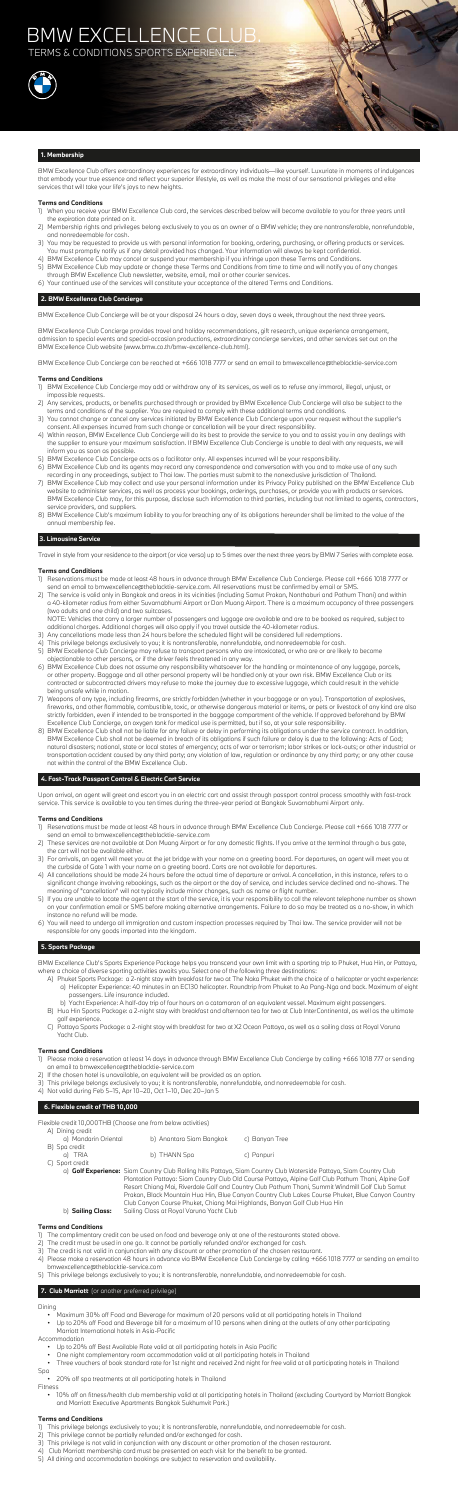# BMW EXCELLENCE CLUB.

TERMS & CONDITIONS SPORTS EXPERIENCE.

## 1. Membership

BMW Excellence Club offers extraordinary experiences for extraordinary individuals—like yourself. Luxuriate in moments of indulgences that embody your true essence and reflect your superior lifestyle, as well as make the most of our sensational privileges and elite services that will take your life's joys to new heights.

### Terms and Conditions

1) When you receive your BMW Excellence Club card, the services described below will become available to you for three years until the expiration date printed on it.
2) Membership rights and privileges belong exclusively to you as an owner of a BMW vehicle; they are nontransferable, nonrefundable, and nonredeemable for cash.
3) You may be requested to provide us with personal information for booking, ordering, purchasing, or offering products or services. You must promptly notify us if any detail provided has changed. Your information will always be kept confidential.
4) BMW Excellence Club may cancel or suspend your membership if you infringe upon these Terms and Conditions.
5) BMW Excellence Club may update or change these Terms and Conditions from time to time and will notify you of any changes through BMW Excellence Club newsletter, website, email, mail or other courier services.
6) Your continued use of the services will constitute your acceptance of the altered Terms and Conditions.

## 2. BMW Excellence Club Concierge

BMW Excellence Club Concierge will be at your disposal 24 hours a day, seven days a week, throughout the next three years.

BMW Excellence Club Concierge provides travel and holiday recommendations, gift research, unique experience arrangement, admission to special events and special-occasion productions, extraordinary concierge services, and other services set out on the BMW Excellence Club website (www.bmw.co.th/bmw-excellence-club.html).

BMW Excellence Club Concierge can be reached at +666 1018 7777 or send an email to bmwexcellence@theblacktie-service.com

### Terms and Conditions

1) BMW Excellence Club Concierge may add or withdraw any of its services, as well as to refuse any immoral, illegal, unjust, or impossible requests.
2) Any services, products, or benefits purchased through or provided by BMW Excellence Club Concierge will also be subject to the terms and conditions of the supplier. You are required to comply with these additional terms and conditions.
3) You cannot change or cancel any services initiated by BMW Excellence Club Concierge upon your request without the supplier's consent. All expenses incurred from such change or cancellation will be your direct responsibility.
4) Within reason, BMW Excellence Club Concierge will do its best to provide the service to you and to assist you in any dealings with the supplier to ensure your maximum satisfaction. If BMW Excellence Club Concierge is unable to deal with any requests, we will inform you as soon as possible.
5) BMW Excellence Club Concierge acts as a facilitator only. All expenses incurred will be your responsibility.
6) BMW Excellence Club and its agents may record any correspondence and conversation with you and to make use of any such recording in any proceedings, subject to Thai law. The parties must submit to the nonexclusive jurisdiction of Thailand.
7) BMW Excellence Club may collect and use your personal information under its Privacy Policy published on the BMW Excellence Club website to administer services, as well as process your bookings, orderings, purchases, or provide you with products or services. BMW Excellence Club may, for this purpose, disclose such information to third parties, including but not limited to agents, contractors, service providers, and suppliers.
8) BMW Excellence Club's maximum liability to you for breaching any of its obligations hereunder shall be limited to the value of the annual membership fee.

## 3. Limousine Service

Travel in style from your residence to the airport (or vice versa) up to 5 times over the next three years by BMW 7 Series with complete ease.

### Terms and Conditions

1) Reservations must be made at least 48 hours in advance through BMW Excellence Club Concierge. Please call +666 1018 7777 or send an email to bmwexcellence@theblacktie-service.com. All reservations must be confirmed by email or SMS.
2) The service is valid only in Bangkok and areas in its vicinities (including Samut Prakan, Nonthaburi and Pathum Thani) and within a 40-kilometer radius from either Suvarnabhumi Airport or Don Mueang Airport. There is a maximum occupancy of three passengers (two adults and one child) and two suitcases.
NOTE: Vehicles that carry a larger number of passengers and luggage are available and are to be booked as required, subject to additional charges. Additional charges will also apply if you travel outside the 40-kilometer radius.
3) Any cancellations made less than 24 hours before the scheduled flight will be considered full redemptions.
4) This privilege belongs exclusively to you; it is nontransferable, nonrefundable, and nonredeemable for cash.
5) BMW Excellence Club Concierge may refuse to transport persons who are intoxicated, or who are or are likely to become objectionable to other persons, or if the driver feels threatened in any way.
6) BMW Excellence Club does not assume any responsibility whatsoever for the handling or maintenance of any luggage, parcels, or other property. Baggage and all other personal property will be handled only at your own risk. BMW Excellence Club or its contracted or subcontracted drivers may refuse to make the journey due to excessive luggage, which could result in the vehicle being unsafe while in motion.
7) Weapons of any type, including firearms, are strictly forbidden (whether in your baggage or on you). Transportation of explosives, fireworks, and other flammable, combustible, toxic, or otherwise dangerous material or items, or pets or livestock of any kind are also strictly forbidden, even if intended to be transported in the baggage compartment of the vehicle. If approved beforehand by BMW Excellence Club Concierge, an oxygen tank for medical use is permitted, but if so, at your sole responsibility.
8) BMW Excellence Club shall not be liable for any failure or delay in performing its obligations under the service contract. In addition, BMW Excellence Club shall not be deemed in breach of its obligations if such failure or delay is due to the following: Acts of God; natural disasters; national, state or local states of emergency; acts of war or terrorism; labor strikes or lock-outs; or other industrial or transportation accident caused by any third party; any violation of law, regulation or ordinance by any third party; or any other cause not within the control of the BMW Excellence Club.

## 4. Fast-Track Passport Control & Electric Cart Service

Upon arrival, an agent will greet and escort you in an electric cart and assist through passport control process smoothly with fast-track service. This service is available to you ten times during the three-year period at Bangkok Suvarnabhumi Airport only.

### Terms and Conditions

1) Reservations must be made at least 48 hours in advance through BMW Excellence Club Concierge. Please call +666 1018 7777 or send an email to bmwexcellence@theblacktie-service.com
2) These services are not available at Don Mueang Airport or for any domestic flights. If you arrive at the terminal through a bus gate, the cart will not be available either.
3) For arrivals, an agent will meet you at the jet bridge with your name on a greeting board. For departures, an agent will meet you at the curbside of Gate 1 with your name on a greeting board. Carts are not available for departures.
4) All cancellations should be made 24 hours before the actual time of departure or arrival. A cancellation, in this instance, refers to a significant change involving rebookings, such as the airport or the day of service, and includes service declined and no-shows. The meaning of "cancellation" will not typically include minor changes, such as name or flight number.
5) If you are unable to locate the agent at the start of the service, it is your responsibility to call the relevant telephone number as shown on your confirmation email or SMS before making alternative arrangements. Failure to do so may be treated as a no-show, in which instance no refund will be made.
6) You will need to undergo all immigration and custom inspection processes required by Thai law. The service provider will not be responsible for any goods imported into the kingdom.

## 5. Sports Package

BMW Excellence Club's Sports Experience Package helps you transcend your own limit with a sporting trip to Phuket, Hua Hin, or Pattaya, where a choice of diverse sporting activities awaits you. Select one of the following three destinations:

A) Phuket Sports Package: a 2-night stay with breakfast for two at The Naka Phuket with the choice of a helicopter or yacht experience:
   a) Helicopter Experience: 40 minutes in an EC130 helicopter. Roundtrip from Phuket to Ao Pang-Nga and back. Maximum of eight passengers. Life insurance included.
   b) Yacht Experience: A half-day trip of four hours on a catamaran of an equivalent vessel. Maximum eight passengers.
B) Hua Hin Sports Package: a 2-night stay with breakfast and afternoon tea for two at Club InterContinental, as well as the ultimate golf experience.
C) Pattaya Sports Package: a 2-night stay with breakfast for two at X2 Ocean Pattaya, as well as a sailing class at Royal Varuna Yacht Club.

### Terms and Conditions

1) Please make a reservation at least 14 days in advance through BMW Excellence Club Concierge by calling +666 1018 7777 or sending an email to bmwexcellence@theblacktie-service.com
2) If the chosen hotel is unavailable, an equivalent will be provided as an option.
3) This privilege belongs exclusively to you; it is nontransferable, nonrefundable, and nonredeemable for cash.
4) Not valid during Feb 5–15, Apr 10–20, Oct 1–10, Dec 20–Jan 5

## 6. Flexible credit of THB 10,000

Flexible credit 10,000THB (Choose one from below activities)

A) Dining credit
   a) Mandarin Oriental &nbsp;&nbsp; b) Anantara Siam Bangkok &nbsp;&nbsp; c) Banyan Tree
B) Spa credit
   a) TRIA &nbsp;&nbsp; b) THANN Spa &nbsp;&nbsp; c) Panpuri
C) Sport credit
   a) **Golf Experience:** Siam Country Club Rolling hills Pattaya, Siam Country Club Waterside Pattaya, Siam Country Club Plantation Pattaya, Siam Country Club Old Course Pattaya, Alpine Golf Club Pathum Thani, Alpine Golf Resort Chiang Mai, Riverdale Golf and Country Club Pathum Thani, Summit Windmill Golf Club Samut Prakan, Black Mountain Hua Hin, Blue Canyon Country Club Lakes Course Phuket, Blue Canyon Country Club Canyon Course Phuket, Chiang Mai Highlands, Banyan Golf Club Hua Hin
   b) **Sailing Class:** Sailing Class at Royal Varuna Yacht Club

### Terms and Conditions

1) The complimentary credit can be used on food and beverage only at one of the restaurants stated above.
2) The credit must be used in one go. It cannot be partially refunded and/or exchanged for cash.
3) The credit is not valid in conjunction with any discount or other promotion of the chosen restaurant.
4) Please make a reservation 48 hours in advance via BMW Excellence Club Concierge by calling +666 1018 7777 or sending an email to bmwexcellence@theblacktie-service.com
5) This privilege belongs exclusively to you; it is nontransferable, nonrefundable, and nonredeemable for cash.

## 7. Club Marriott (or another preferred privilege)

Dining

- Maximum 30% off Food and Beverage for maximum of 20 persons valid at all participating hotels in Thailand
- Up to 20% off Food and Beverage bill for a maximum of 10 persons when dining at the outlets of any other participating Marriott International hotels in Asia-Pacific

Accommodation

- Up to 20% off Best Available Rate valid at all participating hotels in Asia Pacific
- One night complimentary room accommodation valid at all participating hotels in Thailand
- Three vouchers of book standard rate for 1st night and received 2nd night for free valid at all participating hotels in Thailand

Spa

- 20% off spa treatments at all participating hotels in Thailand

Fitness

- 10% off on fitness/health club membership valid at all participating hotels in Thailand (excluding Courtyard by Marriott Bangkok and Marriott Executive Apartments Bangkok Sukhumvit Park.)

### Terms and Conditions

1) This privilege belongs exclusively to you; it is nontransferable, nonrefundable, and nonredeemable for cash.
2) This privilege cannot be partially refunded and/or exchanged for cash.
3) This privilege is not valid in conjunction with any discount or other promotion of the chosen restaurant.
4) Club Marriott membership card must be presented on each visit for the benefit to be granted.
5) All dining and accommodation bookings are subject to reservation and availability.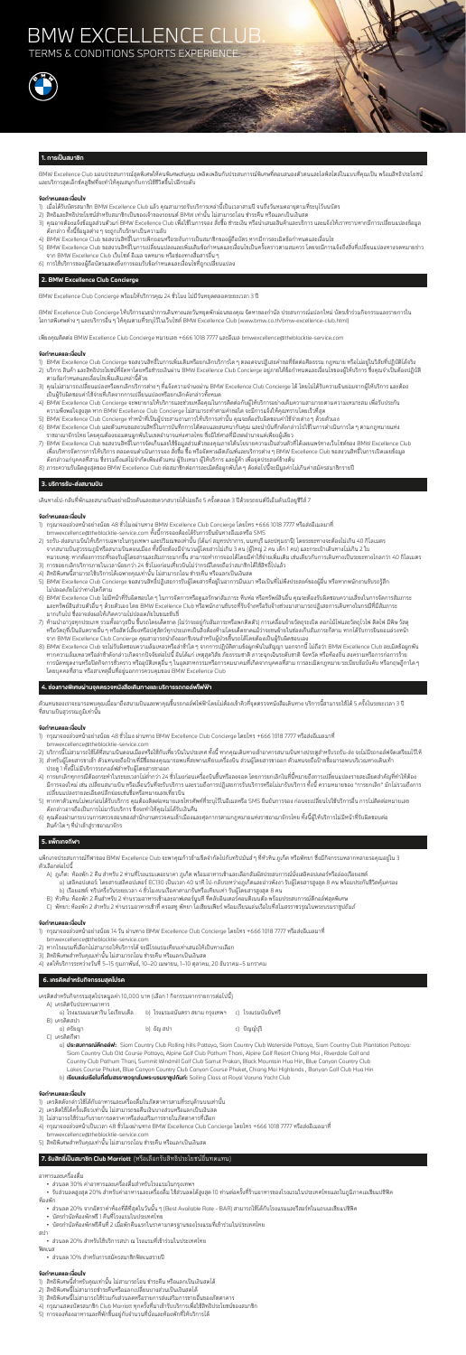# BMW EXCELLENCE CLUB.

TERMS & CONDITIONS SPORTS EXPERIENCE

## 1. การเป็นสมาชิก

BMW Excellence Club มอบประสบการณ์สุดพิเศษให้คนพิเศษเช่นคุณ เหนือระดับกับประสบการณ์พิเศษที่ออกแบบอย่างลงตัวและโดดเด่นเฉพาะที่คุณเท่านั้น พร้อมสิทธิประโยชน์และบริการสุดเอ็กซ์คลูซีฟที่จะทำให้คุณสนุกกับการใช้ชีวิตยิ่งขึ้นอีกระดับ

**ข้อกำหนดและเงื่อนไข**

1) เมื่อได้รับบัตรสมาชิก BMW Excellence Club แล้ว คุณสามารถรับบริการเหล่านี้เป็นระยะเวลา 5 ปีหรือตามระยะเวลาที่กำหนด
2) สิทธิและสิทธิประโยชน์สำหรับสมาชิกเป็นของเจ้าของรถยนต์ BMW เท่านั้น ไม่สามารถโอน ซ้ำซ้อน หรือแลกเป็นเงินสด
3) คุณอาจต้องแจ้งข้อมูลส่วนตัวแก่ BMW Excellence Club เพื่อใช้ในการรอง สื่อสื่อ ซ้ำซ้อน หรือนำเสนอสินค้าและบริการ และแจ้งให้ทราบหากมีการเปลี่ยนแปลงข้อมูลดังกล่าว ทั้งนี้ข้อมูลต่างๆ จะถูกเก็บรักษาเป็นความลับ
4) BMW Excellence Club ขอสงวนสิทธิ์ในการพิจารณาหรือระงับการเป็นสมาชิกของผู้ถือบัตร หากมีการละเมิดข้อกำหนดและเงื่อนไข
5) BMW Excellence Club ขอสงวนสิทธิ์ในการเปลี่ยนแปลงและพิ่มเติมข้อกำหนดและเงื่อนไขเป็นครั้งคราวตามสมควร โดยจะมีการแจ้งถึงสิ่งที่เปลี่ยนแปลงหากจะผลทางตรงจาก BMW Excellence Club เว็บไซต์ อีเมล จดหมาย หรือช่องทางสื่อสารอื่นๆ
6) การใช้บริการของผู้ถือบัตรแสดงถึงการยอมรับข้อกำหนดและเงื่อนไขที่ถูกเปลี่ยนแปลง

## 2. BMW Excellence Club Concierge

BMW Excellence Club Concierge พร้อมให้บริการคุณ 24 ชั่วโมง ไม่มีวันหยุดตลอดระยะเวลา 5 ปี

BMW Excellence Club Concierge ให้บริการแนะนำการเดินทางและวันหยุดพักผ่อนของคุณ จัดหาของกำนัล ประสบการณ์นอกสถานที่ บัตรเข้าร่วมกิจกรรมและรายการในโลกกว้างพิเศษต่างๆ และบริการอื่นๆ ให้คุณสามารถรับรู้ไปในเว็บไซต์ BMW Excellence Club (www.bmw.co.th/bmw-excellence-club.html)

เพื่อคุณติดต่อ BMW Excellence Club Concierge หมายเลข +666 1018 7777 และอีเมล bmwexcellence@theblockle-service.com

**ข้อกำหนดและเงื่อนไข**

1) BMW Excellence Club Concierge ขอสงวนสิทธิ์ในการเพิ่มเติมหรือยกเลิกบริการใด ๆ ตลอดจนปฏิเสธคำขอที่ผิดศีลธรรม กฎหมาย หรือไม่อยู่ในวิสัยที่ปฏิบัติได้จริง
2) บริการ สินค้า และสิทธิประโยชน์ที่จัดหาโดยหรือสำรองเป็นผ่าน BMW Excellence Club Concierge อยู่ภายใต้ข้อกำหนดและเงื่อนไขของผู้ให้บริการ ซึ่งคุณจำเป็นต้องปฏิบัติตามข้อกำหนดและเงื่อนไขเพิ่มเติมเหล่านั้น
3) คุณไม่สามารถเปลี่ยนแปลงหรือยกเลิกบริการได้ ทั้งยังความจำนงแจ้ง ได้ โดยไม่มีค่าใช้จ่ายต้องแจ้งล่วงหน้าผู้ให้บริการ และต้องเป็นผู้รับผิดชอบค่าใช้จ่ายที่เกิดจากการเปลี่ยนแปลงหรือยกเลิกดังกล่าวทั้งหมด
4) BMW Excellence Club Concierge จะพยายามให้บริการและช่วยเหลือคุณในการติดต่อกับผู้ให้บริการอย่างเต็มความสามารถตามความเหมาะสม เพื่อรับประกันความพึงพอใจสูงสุด หาก BMW Excellence Club Concierge ไม่สามารถทำตามคำขอได้ จะมีการแจ้งให้ทราบโดยเร็วที่สุด
5) BMW Excellence Club Concierge ทำหน้าที่เป็นผู้ประสานงานการให้บริการเท่านั้น คุณจะต้องรับผิดชอบค่าใช้จ่ายต่างๆ ด้วยตัวเอง
6) BMW Excellence Club และตัวแทนของสงวนสิทธิ์ในการรับผิดชอบต่อความเสียหายหรือการสูญเสียที่เกิดจากการให้บริการในทุกกรณี และต้องความรับผิดชอบ
7) การขอรับบริการหรือนัดหมายต้องแจ้งล่วงหน้า 24 ชั่วโมงก่อนเริ่มกิจกรรมหรือเวลาที่ต้องการใช้บริการ
8) BMW Excellence Club ขอสงวนสิทธิ์ในการจัดเก็บและใช้ข้อมูลส่วนตัวของคุณภายใต้นโยบายความเป็นส่วนตัวที่แสดงบนเว็บไซต์ของ BMW Excellence Club
9) การสนทนากับผู้ให้บริการอาจมีการบันทึกเพื่อปรับปรุงคุณภาพการให้บริการ

## 3. บริการรับ-ส่งสนามบิน

เดินทางไป-กลับที่พักและสนามบินอย่างมีระดับและสะดวกสบายได้ปีละ 5 ครั้งตลอด 3 ปีด้วยรถยนต์ในรุ่นซีรีส์ 7

**ข้อกำหนดและเงื่อนไข**

1) กรุณาจองล่วงหน้าอย่างน้อย 48 ชั่วโมงผ่านทาง BMW Excellence Club Concierge โทรศัพท์ +666 1018 7777 หรืออีเมลมาที่ bmwexcellence@theblockle-service.com ทั้งนี้การจองต้องได้รับการยืนยันจากเจ้าหน้าที่
2) บริการรับ-ส่งสนามบินให้บริการในเขตกรุงเทพฯ และปริมณฑลเท่านั้น (ได้แก่ สมุทรปราการ, นนทบุรี และปทุมธานี) โดยระยะทางจะต้องไม่เกิน 40 กิโลเมตร จากสนามบินสุวรรณภูมิหรือสนามบินดอนเมือง ทั้งนี้จะต้องมีจำนวนผู้โดยสารไม่เกิน 3 คน (ผู้ใหญ่ 2 คน เด็ก 1 คน) และกระเป๋าเดินทางไม่เกิน 2 ใบ หมายเหตุ: หากต้องการรถขนสัมภาระ กรุณาแจ้งล่วงหน้า
3) การจองอาจมีการเปลี่ยนแปลงได้ บริการที่ไม่ได้ใช้ภายในระยะเวลาที่กำหนดจะไม่สามารถยกไปใช้ในปีถัดไปได้
4) สิทธิพิเศษนี้สามารถใช้บริการได้เฉพาะคุณเท่านั้น ไม่สามารถโอน ซ้ำซ้อน หรือแลกเป็นเงินสด
5) BMW Excellence Club Concierge ขอสงวนสิทธิ์ในการเปลี่ยนแปลงรถยนต์ในกรณีที่ไม่สามารถจัดหาได้
6) BMW Excellence Club ไม่มีหน้าที่รับผิดชอบใดๆ ในการจัดการหรือดูแลรักษาสัมภาระ ทรัพย์สินส่วนบุคคลของคุณ
7) ค่าผ่านทางทุกประเภท รวมทั้งค่าที่จอดรถ ค่าบริการเพิ่มเติม และค่าใช้จ่ายอื่นๆ ที่เกิดขึ้น คุณต้องรับผิดชอบค่าใช้จ่ายดังกล่าวเอง
8) BMW Excellence Club จะไม่รับผิดชอบความเสียหายหรือสูญหายต่อทรัพย์สินส่วนตัวในระหว่างการเดินทาง และหากเกิดความเสียหายต่อรถยนต์จากการกระทำของผู้ใช้บริการ ผู้ใช้บริการต้องรับผิดชอบค่าเสียหายที่เกิดขึ้นทั้งหมด

## 4. ช่องทางพิเศษผ่านจุดตรวจหนังสือเดินทางและบริการรถกอล์ฟไฟฟ้า

ด้วยบริการนี้ คุณจะได้รับความสะดวกสบายผ่านจุดตรวจหนังสือเดินทางได้อย่างรวดเร็ว และบริการรถกอล์ฟไฟฟ้า ใช้ได้ 5 ครั้งในระยะเวลา 3 ปี ที่สนามบินสุวรรณภูมิเท่านั้น

**ข้อกำหนดและเงื่อนไข**

1) กรุณาจองล่วงหน้าอย่างน้อย 48 ชั่วโมง ผ่านทาง BMW Excellence Club Concierge โทรศัพท์ +666 1018 7777 หรืออีเมลมาที่ bmwexcellence@theblockle-service.com
2) บริการนี้ไม่สามารถใช้ได้ที่สนามบินดอนเมืองหรือใช้กับเที่ยวบินในประเทศ ทั้งนี้ ท่าคุณเดินทางเข้ามาจากสนามบินต่างประเทศรับรองรับ-ส่ง จะไม่มีรถกอล์ฟจัดเตรียมไว้ให้
3) สำหรับผู้โดยสารขาเข้า ตัวแทนจะมีป้ายรับชื่อที่ประตูทางออกจากเครื่องบิน ส่วนผู้โดยสารขาออก จะมีตัวแทนรอรับที่บริเวณเคาน์เตอร์เช็คอิน
4) การยกเลิกการจองต้องแจ้งล่วงหน้าไม่น้อยกว่า 24 ชั่วโมงก่อนเวลาที่นัดหมาย มิฉะนั้นจะถือว่าคุณได้ใช้สิทธิ์แล้ว
5) หากคุณไม่มาตามนัดหมายหรือมาช้ากว่าเวลาที่กำหนด จะถือว่าคุณได้ใช้บริการแล้ว
6) คุณต้องผ่านการตรวจของศุลกากรและตรวจคนเข้าเมืองตามกฎหมายเหมือนผู้โดยสารปกติ

## 5. แพ็กเกจกีฬา

แพ็กเกจประสบการณ์กีฬาของ BMW Excellence Club จะพาคุณก้าวข้ามขีดจำกัดไปกับหลากหลายกิจกรรมกีฬาที่คัดสรรมาอย่างดีสำหรับคุณปีละ 1 ครั้งเลือกได้ 1 ตัวเลือกดังนี้

A) ภูเก็ต: ห้องพัก 2 คืน สำหรับ 2 ท่านที่โรงแรมและรีสอร์ท พร้อมเลือกกิจกรรมกีฬาทางน้ำหรือกอล์ฟในภูเก็ต
  a) เล่นกอล์ฟ 1 รอบ
  b) เรือแคนูและกิจกรรมทางน้ำ
B) หัวหิน: ห้องพัก 2 คืนสำหรับ 2 ท่าน พร้อมกิจกรรมกีฬาและสปา
C) พัทยา: ห้องพัก 2 คืนสำหรับ 2 ท่าน พร้อมกิจกรรมทางน้ำและกอล์ฟ

**ข้อกำหนดและเงื่อนไข**

1) กรุณาจองล่วงหน้าอย่างน้อย 14 วัน ผ่านทาง BMW Excellence Club Concierge โทรศัพท์ +666 1018 7777 หรืออีเมลมาที่ bmwexcellence@theblockle-service.com
2) หากไม่แจ้งยกเลิกภายในระยะเวลาที่กำหนด จะถือว่าคุณได้ใช้สิทธิ์แล้ว
3) สิทธิพิเศษสำหรับคุณเท่านั้น ไม่สามารถโอน ซ้ำซ้อน หรือแลกเป็นเงินสด
4) แพ็กเกจนี้ไม่สามารถใช้ได้ในช่วงวันหยุดนักขัตฤกษ์และเทศกาลสำคัญ

## 6. เครดิตสำหรับกิจกรรมสุดพิเศษ

เครดิตสำหรับกิจกรรมสุดพิเศษมูลค่า 10,000 บาท (เลือก 1 กิจกรรมจากรายการต่อไปนี้)

A) เครดิตรับประทานอาหาร
  a) โรงแรมแมนดาริน โอเรียนเต็ล
  b) โรงแรมอนันตรา สยาม กรุงเทพฯ
  c) โรงแรมบันยันทรี
B) เครดิตสปา
  a) ดรีมญา
  b) ดิว สปา
  c) ปัญญ์ปุรี
C) เครดิตกีฬา
  a) **ประสบการณ์ตีกอล์ฟ:** Siam Country Club Rolling Hills Pattaya, Siam Country Club Waterside Pattaya, Siam Country Club Plantation Pattaya, Siam Country Club Old Course Pattaya, Alpine Golf Club Pathum Thani, Alpine Golf Resort Chiang Mai, Riverdale Golf and Country Club Pathum Thani, Summit Windmill Golf Club Samut Prakan, Black Mountain Golf Club Hua Hin, Blue Canyon Country Club Lakes Course Phuket, Blue Canyon Country Club Canyon Course Phuket, Chiang Mai Highlands, Banyan Golf Club Hua Hin
  b) **เรียนแล่นเรือใบที่สโมสรราชวรุณในพระบรมราชูปถัมภ์:** Sailing Class at Royal Varuna Yacht Club

**ข้อกำหนดและเงื่อนไข**

1) เครดิตต้องการใช้ได้กับอาหารและเครื่องดื่มในภัตตาคารตามที่ระบุข้างบนเท่านั้น
2) เครดิตใช้ได้ครั้งเดียวเท่านั้น ไม่สามารถแลกเปลี่ยนเป็นเงินสดได้
3) ไม่สามารถใช้ร่วมกับรายการส่งเสริมการขายอื่นได้
4) กรุณาจองล่วงหน้าเป็นเวลา 48 ชั่วโมงผ่านทาง BMW Excellence Club Concierge โทรศัพท์ +666 1018 7777 หรืออีเมลมาที่ bmwexcellence@theblockle-service.com
5) สิทธิพิเศษสำหรับคุณเท่านั้น ไม่สามารถโอน ซ้ำซ้อน หรือแลกเป็นเงินสด

## 7. รับสิทธิ์เป็นสมาชิก Club Marriott (หรือเลือกรับสิทธิ์ประโยชน์อื่นทดแทน)

อาหารและเครื่องดื่ม

- ส่วนลด 30% ค่าอาหารและเครื่องดื่มสำหรับโรงแรมในกรุงเทพฯ
- รับส่วนลดสูงสุด 20% สำหรับอาหารและเครื่องดื่ม ใช้ส่วนลดได้สูงสุด 10 ท่านต่อครั้งที่ร้านอาหารของโรงแรมในประเทศไทยและในภูมิภาคเอเชียแปซิฟิก

ห้องพัก

- ส่วนลด 20% จากอัตราค่าห้องที่ดีที่สุดในวันนั้น ๆ (Best Available Rate - BAR) สำหรับใช้ได้กับโรงแรมแมริออทในภูมิภาคเอเชียแปซิฟิก
- บัตรกำนัลห้องพักฟรี 1 คืนที่โรงแรมในประเทศไทย
- บัตรกำนัลห้องพักฟรีคืนที่ 2 เมื่อพักคืนแรกในราคาเต็มราคาของโรงแรมที่เข้าร่วมในประเทศไทย

สปา

- ส่วนลด 20% สำหรับใช้บริการสปา ณ โรงแรมที่เข้าร่วมในประเทศไทย

ฟิตเนส

- ส่วนลด 10% สำหรับการสมัครสมาชิกฟิตเนสรายปี

**ข้อกำหนดและเงื่อนไข**

1) สิทธิพิเศษนี้สำหรับคุณเท่านั้น ไม่สามารถโอน ซ้ำซ้อน หรือแลกเป็นเงินสดได้
2) สิทธิพิเศษนี้ไม่สามารถใช้ร่วมกับข้อเสนอหรือส่วนลดอื่นได้
3) สิทธิพิเศษนี้ไม่สามารถใช้ร่วมกับส่วนลดหรือโปรโมชั่นอื่นได้
4) กรุณาแสดงบัตรสมาชิก Club Marriott ทุกครั้งที่มาเข้ารับบริการเพื่อใช้สิทธิประโยชน์ของสมาชิก
5) การจองห้องพักขึ้นอยู่กับจำนวนห้องพักที่ว่างในวันนั้น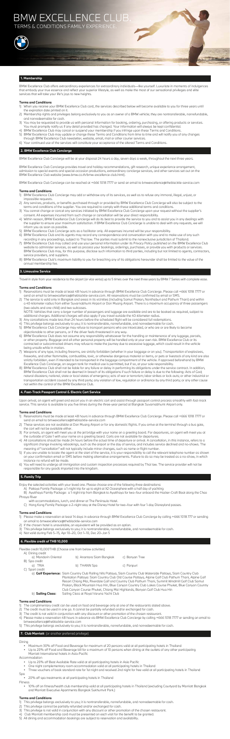# BMW EXCELLENCE CLUB.

TERMS & CONDITIONS FAMILY EXPERIENCE.

## 1. Membership

BMW Excellence Club offers extraordinary experiences for extraordinary individuals—like yourself. Luxuriate in moments of indulgences that embody your true essence and reflect your superior lifestyle, as well as make the most of our sensational privileges and elite services that will take your life's joys to new heights.

**Terms and Conditions**

1) When you receive your BMW Excellence Club card, the services described below will become available to you for three years until the expiration date printed on it.
2) Membership rights and privileges belong exclusively to you as an owner of a BMW vehicle; they are nontransferable, nonrefundable, and nonredeemable for cash.
3) You may be requested to provide us with personal information for booking, ordering, purchasing, or offering products or services. You must promptly notify us if any detail provided has changed. Your information will always be kept confidential.
4) BMW Excellence Club may cancel or suspend your membership if you infringe upon these Terms and Conditions.
5) BMW Excellence Club may update or change these Terms and Conditions from time to time and will notify you of any changes through BMW Excellence Club newsletter, website, email, mail or other courier services.
6) Your continued use of the services will constitute your acceptance of the altered Terms and Conditions.

## 2. BMW Excellence Club Concierge

BMW Excellence Club Concierge will be at your disposal 24 hours a day, seven days a week, throughout the next three years.

BMW Excellence Club Concierge provides travel and holiday recommendations, gift research, unique experience arrangement, admission to special events and special-occasion productions, extraordinary concierge services, and other services set out on the BMW Excellence Club website (www.bmw.co.th/bmw-excellence-club.html).

BMW Excellence Club Concierge can be reached at +666 1018 7777 or send an email to bmwexcellence@theblacktie-service.com

**Terms and Conditions**

1) BMW Excellence Club Concierge may add or withdraw any of its services, as well as to refuse any immoral, illegal, unjust, or impossible requests.
2) Any services, products, or benefits purchased through or provided by BMW Excellence Club Concierge will also be subject to the terms and conditions of the supplier. You are required to comply with these additional terms and conditions.
3) You cannot change or cancel any services initiated by BMW Excellence Club Concierge upon your request without the supplier's consent. All expenses incurred from such change or cancellation will be your direct responsibility.
4) Within reason, BMW Excellence Club Concierge will do its best to provide the service to you and to assist you in any dealings with the supplier to ensure your maximum satisfaction. If BMW Excellence Club Concierge is unable to deal with any requests, we will inform you as soon as possible.
5) BMW Excellence Club Concierge acts as a facilitator only. All expenses incurred will be your responsibility.
6) BMW Excellence Club and its agents may record any correspondence and conversation with you and to make use of any such recording in any proceedings, subject to Thai law. The parties must submit to the nonexclusive jurisdiction of Thailand.
7) BMW Excellence Club may collect and use your personal information under its Privacy Policy published on the BMW Excellence Club website to administer services, as well as to process your bookings, orderings, purchases, or provide you with products or services. BMW Excellence Club may, for this purpose, disclose such information to third parties, including but not limited to agents, contractors, service providers, and suppliers.
8) BMW Excellence Club's maximum liability to you for breaching any of its obligations hereunder shall be limited to the value of the annual membership fee.

## 3. Limousine Service

Travel in style from your residence to the airport (or vice versa) up to 5 times over the next three years by BMW 7 Series with complete ease.

**Terms and Conditions**

1) Reservations must be made at least 48 hours in advance through BMW Excellence Club Concierge. Please call +666 1018 7777 or send an email to bmwexcellence@theblacktie-service.com. All reservations must be confirmed by email or SMS.
2) The service is valid only in Bangkok and areas in its vicinities (including Samut Prakan, Nonthaburi and Pathum Thani) and within a 40-kilometer radius from either Suvarnabhumi Airport or Don Mueang Airport. There is a maximum occupancy of three passengers (two adults and one child) and two suitcases.
   NOTE: Vehicles that carry a larger number of passengers and luggage are available and are to be booked as required, subject to additional charges. Additional charges will also apply if you travel outside the 40-kilometer radius.
3) Any cancellations made less than 24 hours before the scheduled flight will be considered full redemptions.
4) This privilege belongs exclusively to you; it is nontransferable, nonrefundable, and nonredeemable for cash.
5) BMW Excellence Club Concierge may refuse to transport persons who are intoxicated, or who are or are likely to become objectionable to other persons, or if the driver feels threatened in any way.
6) BMW Excellence Club does not assume any responsibility whatsoever for the handling or maintenance of any luggage, parcels, or other property. Baggage and all other personal property will be handled only at your own risk. BMW Excellence Club or its contracted or subcontracted drivers may refuse to make the journey due to excessive luggage, which could result in the vehicle being unsafe while in motion.
7) Weapons of any type, including firearms, are strictly forbidden (whether in your baggage or on you). Transportation of explosives, fireworks, and other flammable, combustible, toxic, or otherwise dangerous material or items, or pets or livestock of any kind are also strictly forbidden, even if intended to be transported in the baggage compartment of the vehicle. If approved beforehand by BMW Excellence Club Concierge, an oxygen tank for medical use is permitted, but it is, at your sole responsibility.
8) BMW Excellence Club shall not be liable for any failure or delay in performing its obligations under the service contract. In addition, BMW Excellence Club shall not be deemed in breach of its obligations if such failure or delay is due to the following: Acts of God; natural disasters; national, state or local states of emergency; acts of war or terrorism; labor strikes or lock-outs; or other industrial or transportation accident caused by any third party; any violation of law, regulation or ordinance by any third party; or any other cause not within the control of the BMW Excellence Club.

## 4. Fast-Track Passport Control & Electric Cart Service

Upon arrival, an agent will greet and escort you in an electric cart and assist through passport control process smoothly with fast-track service. This service is available to you five times during the three-year period at Bangkok Suvarnabhumi Airport only.

**Terms and Conditions**

1) Reservations must be made at least 48 hours in advance through BMW Excellence Club Concierge. Please call +666 1018 7777 or send an email to bmwexcellence@theblacktie-service.com
2) These services are not available at Don Mueang Airport or for any domestic flights. If you arrive at the terminal through a bus gate, the cart will not be available either.
3) For arrivals, an agent will meet you at the jet bridge with your name on a greeting board. For departures, an agent will meet you at the curbside of Gate 1 with your name on a greeting board. Carts are not available for departures.
4) All cancellations should be made 24 hours before the actual time of departure or arrival. A cancellation, in this instance, refers to a significant change involving rebookings, such as the airport or the day of service, and includes service declined and no-shows. The meaning of "cancellation" will not typically include minor changes, such as name or flight number.
5) If you are unable to locate the agent at the start of the service, it is your responsibility to call the relevant telephone number as stated on your confirmation email or SMS before making alternative arrangements. Failure to do so may be treated as a no-show, in which instance no refund will be made.
6) You will need to undergo all immigration and custom inspection processes required by Thai law. The service provider will not be responsible for any goods imported into the kingdom.

## 5. Family Trip

Enjoy the selected activities with your loved one. Please choose one of the following three destinations:

A) Pattaya Family Package: a 1-night trip for up to eight at X2 Oceanphere with a half day of yachting
B) Ayutthaya Family Package: a 1-night trip from Bangkok to Ayutthaya for two–four onboard the Hacker-Craft Boat along the Chao Phraya River
   with accommodations, lunch, and dinner at The Peninsula Hotel.
C) Hong Kong Family Package: a 2-night stay at the Disney Hotel for two–four with four 1-day Disneyland passes.

**Terms and Conditions**

1) Please make a reservation at least 14 days in advance through BMW Excellence Club Concierge by calling +666 1018 7777 or sending an email to bmwexcellence@theblacktie-service.com
2) If the chosen hotel is unavailable, an equivalent will be provided as an option.
3) This privilege belongs exclusively to you; it is nontransferable, nonrefundable, and nonredeemable for cash.
4) Not valid during Feb 5–15, Apr 10–20, Oct 1–10, Dec 20–Jan 5

## 6. Flexible credit of THB 10,000

Flexible credit 10,000THB (Choose one from below activities)

A) Dining credit
   a) Mandarin Oriental    b) Anantara Siam Bangkok    c) Banyan Tree
B) Spa credit
   a) TRIA    b) THANN Spa    c) Panpuri
C) Sport credit
   a) **Golf Experience:** Siam Country Club Rolling hills Pattaya, Siam Country Club Waterside Pattaya, Siam Country Club Plantation Pattaya. Siam Country Club Old Course Pattaya, Alpine Golf Club Pathum Thani, Alpine Golf Resort Chiang Mai, Riverdale Golf and Country Club Pathum Thani, Summit Windmill Golf Club Samut Prakan, Black Mountain Hua Hin, Blue Canyon Country Club Lakes Course Phuket, Blue Canyon Country Club Canyon Course Phuket, Chiang Mai Highlands, Banyan Golf Club Hua Hin
   b) **Sailing Class:** Sailing Class at Royal Varuna Yacht Club

**Terms and Conditions**

1) The complimentary credit can be used on food and beverage only at one of the restaurants stated above.
2) The credit must be used in one go. It cannot be partially refunded and/or exchanged for cash.
3) The credit is not valid in conjunction with any discount or other promotion of the chosen restaurant.
4) Please make a reservation 48 hours in advance via BMW Excellence Club Concierge by calling +666 1018 7777 or sending an email to bmwexcellence@theblacktie-service.com
5) This privilege belongs exclusively to you; it is nontransferable, nonrefundable, and nonredeemable for cash.

## 7. Club Marriott (or another preferred privilege)

Dining

- Maximum 30% off Food and Beverage for maximum of 20 persons valid at all participating hotels in Thailand
- Up to 20% off Food and Beverage bill for a maximum of 10 persons when dining at the outlets of any other participating Marriott International hotels in Asia-Pacific

Accommodation

- Up to 20% off Best Available Rate valid at all participating hotels in Asia Pacific
- One night complimentary room accommodation valid at all participating hotels in Thailand
- Three vouchers of book standard rate for 1st night and received 2nd night for free valid at all participating hotels in Thailand

Spa

- 20% off spa treatments at all participating hotels in Thailand

Fitness

- 10% off on fitness/health club membership valid at all participating hotels in Thailand (excluding Courtyard by Marriott Bangkok and Marriott Executive Apartments Bangkok Sukhumvit Park)

**Terms and Conditions**

1) This privilege belongs exclusively to you; it is nontransferable, nonrefundable, and nonredeemable for cash.
2) This privilege cannot be partially refunded and/or exchanged for cash.
3) This privilege is not valid in conjunction with any discount or other promotion of the chosen restaurant.
4) Club Marriott membership card must be presented on each visit for the benefit to be granted.
5) All dining and accommodation bookings are subject to reservation and availability.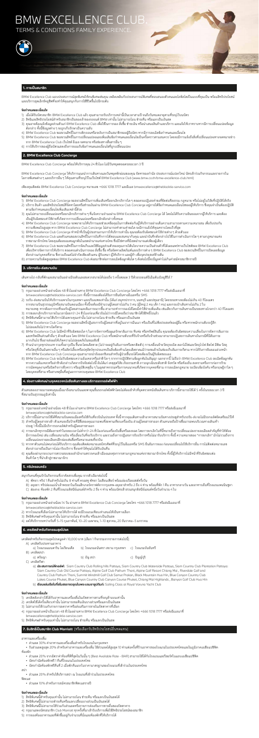# BMW EXCELLENCE CLUB.

TERMS & CONDITIONS FAMILY EXPERIENCE.

## 1. การเป็นสมาชิก

BMW Excellence Club มอบประสบการณ์สุดพิเศษให้คุณพิเศษเหนือใคร เหลือเพียงกับประสบการณ์ที่พิเศษนอกเหนือจากรถยนต์แต่ละคันที่คุณเป็นเจ้าของ พร้อมสิทธิประโยชน์และบริการสุดเอ็กซ์คลูซีฟที่จะทำให้คุณสนุกกับการใช้ชีวิตขึ้นในโลกระดับ

**ข้อกำหนดและเงื่อนไข**

1) เมื่อได้รับบัตรสมาชิก BMW Excellence Club แล้ว คุณสามารถรับบริการต่างๆ ได้ในเวลาตามนี้ จนถึงวันหมดอายุตามที่ระบุไว้บนบัตร
2) สิทธิและสิทธิประโยชน์สำหรับสมาชิกเป็นของเจ้าของรถยนต์ BMW เท่านั้น ไม่สามารถโอน ขาย หรือแลกเปลี่ยนเป็นเงินสดได้
3) คุณอาจต้องแจ้งข้อมูลส่วนตัวแก่ BMW Excellence Club เพื่อใช้ในการออก สั่งซื้อ ชำระเงิน หรือนำเสนอสินค้าและบริการ และแจ้งให้ทราบหากมีการเปลี่ยนแปลงข้อมูลดังกล่าว ทั้งนี้ข้อมูลต่างๆ จะถูกเก็บรักษาเป็นความลับ
4) BMW Excellence Club ขอสงวนสิทธิ์ในการเพิกถอนสิทธิ์ของสมาชิกที่ฝ่าฝืนข้อกำหนดและเงื่อนไข
5) BMW Excellence Club ขอสงวนสิทธิ์ในการเปลี่ยนแปลงหรือแก้ไขข้อกำหนดและเงื่อนไขเป็นครั้งคราวตามความเหมาะสม โดยจะมีการแจ้งให้ทราบผ่านทางช่องทางต่างๆ จาก BMW Excellence Club เว็บไซต์ อีเมล จดหมาย หรือช่องทางอื่นๆ
6) การใช้บริการของผู้ถือบัตรถือว่ายอมรับข้อกำหนดและเงื่อนไขที่ถูกเปลี่ยนแปลง

## 2. BMW Excellence Club Concierge

BMW Excellence Club Concierge พร้อมให้บริการคุณ 24 ชั่วโมง ไม่มีวันหยุดตลอดระยะเวลา 3 ปี

BMW Excellence Club Concierge ให้บริการแนะนำการเดินทางและบริการนอกเหนือจากรถยนต์ของคุณ จัดหาของกำนัล ประสบการณ์แปลกใหม่ บัตรเข้าร่วมกิจกรรมและรายการในโลกพิเศษต่างๆ และบริการอื่นๆ ให้คุณตามที่ระบุไว้ในเว็บไซต์ BMW Excellence Club (www.bmw.co.th/bmw-excellence-club.html)

เพียงคุณติดต่อ BMW Excellence Club Concierge หมายเลข +666 1018 7777 และอีเมล bmwexcellence@theblockrise-service.com

**ข้อกำหนดและเงื่อนไข**

1) BMW Excellence Club Concierge ขอสงวนสิทธิ์ในการเพิ่มเติมหรือยกเลิกบริการใดๆ ตลอดจนปฏิเสธคำขอที่ขัดต่อศีลธรรม กฎหมาย หรือไม่อยู่ในวิสัยที่ปฏิบัติได้จริง
2) บริการ สินค้า และสิทธิประโยชน์ที่จัดหาโดยหรือสำหรับสมาชิก BMW Excellence Club Concierge อยู่ภายใต้ข้อกำหนดและเงื่อนไขของผู้ให้บริการ ซึ่งคุณจำเป็นต้องปฏิบัติตามข้อกำหนดและเงื่อนไขเพิ่มเติมเหล่านั้นด้วย
3) คุณไม่สามารถเปลี่ยนแปลงหรือยกเลิกบริการต่างๆ ที่แจ้งความจำนงผ่าน BMW Excellence Club Concierge ได้ โดยไม่ได้รับความยินยอมจากผู้ให้บริการ และต้องเป็นผู้รับผิดชอบค่าใช้จ่ายสำหรับการเปลี่ยนแปลงหรือยกเลิกดังกล่าวทั้งหมด
4) BMW Excellence Club Concierge จะพยายามให้บริการและช่วยเหลือคุณในการติดต่อกับผู้ให้บริการอย่างเต็มความสามารถตามความเหมาะสม เพื่อรับประกันความพึงพอใจสูงสุด หาก BMW Excellence Club Concierge ไม่สามารถทำตามคำขอใด จะมีการแจ้งให้คุณทราบโดยเร็วที่สุด
5) BMW Excellence Club Concierge ทำหน้าที่เป็นผู้ประสานงานการให้บริการเท่านั้น คุณจะต้องรับผิดชอบค่าใช้จ่ายต่างๆ ด้วยตัวเอง
6) BMW Excellence Club และส่วนของ BMW Excellence Club Concierge ไม่มีส่วนรับผิดชอบต่อความเสียหายที่เกิดขึ้นจากผู้ให้บริการภายนอก หรือรับผิดชอบต่อการสูญหาย เสียหาย หรือผลกระทบใดๆ ที่เกิดจากการให้บริการของผู้ให้บริการภายนอก
7) BMW Excellence Club ขอสงวนสิทธิ์ในการจัดเก็บและใช้ข้อมูลส่วนตัวของคุณตามที่ได้แจ้งไว้ เพื่อวัตถุประสงค์ในการให้บริการของ BMW Excellence Club ซึ่งอาจรวมถึงการส่งต่อข้อมูลไปยังผู้ให้บริการที่เกี่ยวข้อง
8) การตกลงรับข้อเสนอสุดพิเศษ BMW Excellence Club ส่งผลให้สิทธิ์ทั้งหมดของคุณเป็นไปตามข้อกำหนดและเงื่อนไขของบริการนี้

## 3. บริการรับ-ส่งสนามบิน

เดินทางไป-กลับที่พักและสนามบินอย่างมีสไตล์ตลอดระยะเวลาได้ปีละ 5 ครั้งตลอด 3 ปีด้วยรถยนต์ที่มีเอ็นดีเอ็นตัวเลขที่ 7

**ข้อกำหนดและเงื่อนไข**

1) กรุณาจองล่วงหน้าอย่างน้อย 48 ชั่วโมง ผ่านทาง BMW Excellence Club Concierge โทร +666 1018 7777 หรืออีเมล bmwexcellence@theblockrise-service.com ทั้งนี้การจองต้องได้รับการยืนยันทาง อีเมล หรือ SMS
2) บริการรับ-ส่งสนามบินให้บริการเฉพาะในกรุงเทพฯ และปริมณฑลเท่านั้น (ดอนเมือง สุวรรณภูมิ นนทบุรี และปทุมธานี) โดยระยะทางจะต้องไม่เกิน 40 กิโลเมตร จากสนามบินสุวรรณภูมิหรือสนามบินดอนเมือง ทั้งนี้จะคิดเฉพาะผู้โดยสารไม่เกิน 3 คน (ผู้ใหญ่ 2 คน เด็ก 1 คน) และกระเป๋าเดินทางไม่เกิน 2 ใบ หมายเหตุ หากต้องการบริการเพิ่มเติมจะมีค่าใช้จ่ายเพิ่มเติม
3) การจองหรือยกเลิกบริการภายในเวลาน้อยกว่า 24 ชั่วโมงก่อนเวลานัดหมายจะถือว่าสมาชิกได้ใช้สิทธิ์ไปแล้ว
4) สิทธิพิเศษนี้สามารถใช้บริการได้เฉพาะคุณเท่านั้น ไม่สามารถโอน ขาย หรือแลกเปลี่ยนเป็นเงินสด
5) BMW Excellence Club Concierge ขอสงวนสิทธิ์ในการเรียกเก็บค่าใช้จ่ายเพิ่มเติม กรณีมีการรอคอยเกินกว่าเวลาที่กำหนด
6) BMW Excellence Club ไม่มีส่วนรับผิดชอบต่อความสูญหายหรือเสียหายของทรัพย์สินในระหว่างการเดินทาง
7) ค่าผ่านทางพิเศษ ค่าที่จอดรถ และค่าใช้จ่ายอื่นๆ ที่เกิดขึ้นระหว่างการเดินทางเป็นความรับผิดชอบของคุณเอง
8) BMW Excellence Club ขอสงวนสิทธิ์ในการเปลี่ยนแปลงรถยนต์ที่ใช้ในการให้บริการโดยไม่ต้องแจ้งให้ทราบล่วงหน้า ทั้งนี้รถยนต์ที่ใช้ในการให้บริการจะเป็นรถยนต์ในระดับเทียบเท่ากัน

## 4. ส่งงานพิเศษผ่านศูนย์บริการพร้อมบริการรถยนต์ไฟฟ้า

ส่วนลดของการขนส่งรถยนต์ไฟฟ้า หรือรถยนต์ที่เข้ารับบริการที่ศูนย์บริการ BMW ได้ปีละ 5 ครั้ง ตลอดระยะเวลา 3 ปี

**ข้อกำหนดและเงื่อนไข**

1) กรุณาจองล่วงหน้าอย่างน้อย 48 ชั่วโมง ผ่านทาง BMW Excellence Club Concierge โทร +666 1018 7777 หรืออีเมล bmwexcellence@theblockrise-service.com
2) บริการนี้ไม่สามารถใช้ได้ในวันหยุดนักขัตฤกษ์ และขึ้นอยู่กับเวลาทำการของศูนย์บริการ BMW ที่เข้าร่วมรายการ
3) สำหรับผู้โดยสารเท่านั้น ส่วนลดนี้ไม่รวมค่าใช้จ่ายอื่นๆ ที่เกิดขึ้นระหว่างการรับบริการ
4) การยกเลิกหรือเปลี่ยนแปลงการจองภายในเวลาน้อยกว่า 24 ชั่วโมงก่อนเวลานัดหมายจะถือว่าสมาชิกได้ใช้สิทธิ์ไปแล้ว
5) หากพนักงานขับรถไม่สามารถติดต่อคุณได้ภายในเวลาที่กำหนด จะถือว่าคุณได้ใช้สิทธิ์ไปแล้ว
6) คุณต้องรับผิดชอบต่อทรัพย์สินส่วนตัวภายในรถยนต์ BMW Excellence Club จะไม่รับผิดชอบต่อการสูญหายหรือเสียหายใดๆ

## 5. ทริปครอบครัว

สนุกกับคนที่คุณรักในกิจกรรมที่เราคัดสรรเพื่อคุณ จากตัวเลือกต่อไปนี้

A) พัทยา: ห้องพัก 1 คืนสำหรับ 4 ท่าน ที่ รอยัล คลิฟ พัทยา โฮเต็ล พร้อมบัตรเข้าชมสวนน้ำ
B) อยุธยา: ห้องพัก 1 คืนสำหรับ 4 ท่าน พร้อมทัวร์สำหรับ 2 ท่าน
C) หัวหิน: ห้องพัก 1 คืนสำหรับ 4 ท่าน พร้อมบัตรเข้าชมสวนสนุก

**ข้อกำหนดและเงื่อนไข**

1) กรุณาจองล่วงหน้าอย่างน้อย 14 วัน ผ่านทาง BMW Excellence Club Concierge โทร +666 1018 7777 หรืออีเมล bmwexcellence@theblockrise-service.com
2) ทางโรงแรมที่เลือกไม่สามารถให้บริการได้ จะมีโรงแรมเทียบเท่าเสนอให้เป็นทางเลือก
3) สิทธิพิเศษสำหรับคุณเท่านั้น ไม่สามารถโอน ขาย หรือแลกเปลี่ยนเป็นเงินสด
4) ยกเว้นช่วงวันที่ 5–15 กุมภาพันธ์, 10–20 เมษายน, 1–10 ตุลาคม, 20 ธันวาคม–5 มกราคม

## 6. เครดิตสำหรับกิจกรรมสุดโปรด

เครดิตสำหรับกิจกรรมสุดโปรดมูลค่า 10,000 บาท (เลือก 1 กิจกรรมจากรายการต่อไปนี้)

A) เครดิตรับประทานอาหาร

a) โรงแรมแมนดาริน โอเรียนเต็ล
b) โรงแรมอนันตรา สยาม กรุงเทพฯ
c) โรงแรมบันยันทรี

B) เครดิตสปา

a) ศรีธาญา
b) ธัญ สปา
c) ปัญญ์ปุรี

C) เครดิตกีฬา

a) **ประสบการณ์กีฬากอล์ฟ:** Siam Country Club Rolling Hills Pattaya, Siam Country Club Waterside Pattaya, Siam Country Club Plantation Pattaya, Siam Country Club Old Course Pattaya, Alpine Golf Club Pathum Thani, Alpine Golf Resort Chiang Mai, Riverdale Golf and Country Club Pathum Thani, Summit Windmill Golf Club Samut Prakan, Black Mountain Hua Hin, Blue Canyon Country Club Lakes Course Phuket, Blue Canyon Country Club Canyon Course Phuket, Chiang Mai Highlands, Banyan Golf Club Hua Hin

b) **เรียนแล่นเรือใบที่สโมสรราชวรุณในพระบรมราชูปถัมภ์:** Sailing Class at Royal Varuna Yacht Club

**ข้อกำหนดและเงื่อนไข**

1) เครดิตดังกล่าวใช้ได้กับรายการและเครื่องดื่มในอัตราตามที่ระบุด้านบนเท่านั้น
2) เครดิตใช้ได้ครั้งเดียวเท่านั้น ไม่สามารถแบ่งใช้หลายครั้งหรือเป็นเงินสด
3) ไม่สามารถใช้ร่วมกับรายการลดราคาหรือข้อเสนอพิเศษอื่นๆ ที่มีอยู่
4) กรุณาจองล่วงหน้าอย่างน้อย 48 ชั่วโมง ผ่านทาง BMW Excellence Club Concierge โทร +666 1018 7777 หรืออีเมล bmwexcellence@theblockrise-service.com
5) สิทธิพิเศษสำหรับคุณเท่านั้น ไม่สามารถโอน ขาย หรือแลกเปลี่ยนเป็นเงินสด

## 7. ส่วนลดพิเศษสำหรับสมาชิก Marriott (พร้อมรับสิทธิประโยชน์อื่นทดแทน)

อาหารและเครื่องดื่ม

- ส่วนลด 30% สำหรับอาหารและเครื่องดื่มสำหรับโรงแรมในกรุงเทพฯ
- รับส่วนลดสูงสุด 20% สำหรับอาหารและเครื่องดื่ม ใช้ส่วนลดได้สูงสุด 10 ท่านต่อครั้งที่ร้านอาหารของโรงแรมในประเทศไทยและในเอเชียแปซิฟิก

ห้องพัก

- ส่วนลด 20% จากอัตราค่าห้องที่ดีที่สุดในวันนั้นๆ (Best Available Rate - BAR) สามารถใช้ได้กับโรงแรมและรีสอร์ทในเอเชียแปซิฟิก
- ฟรีอาหารเช้าสำหรับห้องพักที่ร่วมรายการในประเทศไทย
- ฟรีอัปเกรดห้องพักหนึ่งระดับ ขึ้นอยู่กับห้องว่าง ณ วันเช็คอิน

สปา

- ส่วนลด 20% สำหรับบริการสปา ณ โรงแรมที่เข้าร่วมในประเทศไทย

ฟิตเนส

- ส่วนลด 10% สำหรับการสมัครสมาชิกฟิตเนสรายปี

**ข้อกำหนดและเงื่อนไข**

1) สิทธิพิเศษนี้สำหรับคุณเท่านั้น ไม่สามารถโอน ขาย หรือแลกเปลี่ยนเป็นเงินสด
2) สิทธิพิเศษนี้ไม่สามารถใช้ร่วมกับข้อเสนอ หรือส่วนลดอื่นๆ ได้
3) สิทธิพิเศษนี้ไม่สามารถใช้ร่วมกับส่วนลดหรือรายการส่งเสริมการขายอื่นของโรงแรมได้
4) กรุณาแสดงบัตรสมาชิก BMW Excellence Club ทุกครั้งที่ต้องการใช้สิทธิประโยชน์ของบัตร
5) การจองห้องพักและโต๊ะขึ้นอยู่กับจำนวนที่ว่างและเงื่อนไขของผู้ให้บริการ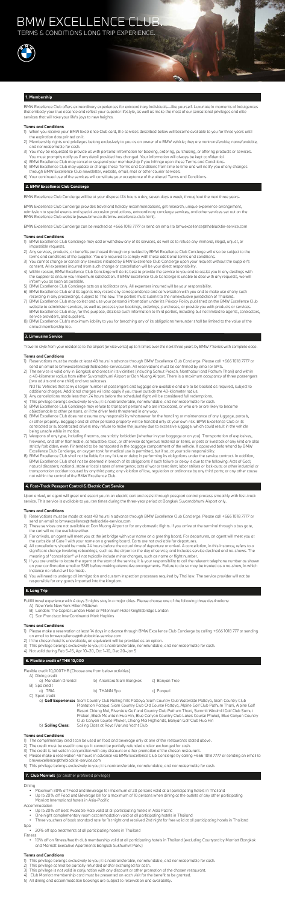# BMW EXCELLENCE CLUB.

TERMS & CONDITIONS LONG TRIP EXPERIENCE.

## 1. Membership

BMW Excellence Club offers extraordinary experiences for extraordinary individuals—like yourself. Luxuriate in moments of indulgences that embody your true essence and reflect your superior lifestyle, as well as make the most of our sensational privileges and elite services that will take your life's joys to new heights.

### Terms and Conditions

1) When you receive your BMW Excellence Club card, the services described below will become available to you for three years until the expiration date printed on it.
2) Membership rights and privileges belong exclusively to you as an owner of a BMW vehicle; they are nontransferable, nonrefundable, and nonredeemable for cash.
3) You may be requested to provide us with personal information for booking, ordering, purchasing, or offering products or services. You must promptly notify us if any detail provided has changed. Your information will always be kept confidential.
4) BMW Excellence Club may cancel or suspend your membership if you infringe upon these Terms and Conditions.
5) BMW Excellence Club may update or change these Terms and Conditions from time to time and will notify you of any changes through BMW Excellence Club newsletter, website, mail or other courier services.
6) Your continued use of the services will constitute your acceptance of the altered Terms and Conditions.

## 2. BMW Excellence Club Concierge

BMW Excellence Club Concierge will be at your disposal 24 hours a day, seven days a week, throughout the next three years.

BMW Excellence Club Concierge provides travel and holiday recommendations, gift research, unique experience arrangement, admission to special events and special-occasion productions, extraordinary concierge services, and other services set out on the BMW Excellence Club website (www.bmw.co.th/bmw-excellence-club.html).

BMW Excellence Club Concierge can be reached at +666 1018 7777 or send an email to bmwexcellence@theblacktie-service.com

### Terms and Conditions

1) BMW Excellence Club Concierge may add or withdraw any of its services, as well as to refuse any immoral, illegal, unjust, or impossible requests.
2) Any services, products, or benefits purchased through or provided by BMW Excellence Club Concierge will also be subject to the terms and conditions of the supplier. You are required to comply with these additional terms and conditions.
3) You cannot change or cancel any services initiated by BMW Excellence Club Concierge upon your request without the supplier's consent. All expenses incurred from such change or cancellation will be your direct responsibility.
4) Within reason, BMW Excellence Club Concierge will do its best to provide the service to you and to assist you in any dealings with the supplier to ensure your maximum satisfaction. If BMW Excellence Club Concierge is unable to deal with any requests, we will inform you as soon as possible.
5) BMW Excellence Club Concierge acts as a facilitator only. All expenses incurred will be your responsibility.
6) BMW Excellence Club and its agents may record any correspondence and conversation with you and to make use of any such recording in any proceedings, subject to Thai law. The parties must submit to the nonexclusive jurisdiction of Thailand.
7) BMW Excellence Club may collect and use your personal information under its Privacy Policy published on the BMW Excellence Club website to administer services, as well as process your bookings, orderings, purchases, or provide you with products or services. BMW Excellence Club may, for this purpose, disclose such information to third parties, including but not limited to agents, contractors, service providers, and suppliers.
8) BMW Excellence Club's maximum liability to you for breaching any of its obligations hereunder shall be limited to the value of the annual membership fee.

## 3. Limousine Service

Travel in style from your residence to the airport (or vice versa) up to 5 times over the next three years by BMW 7 Series with complete ease.

### Terms and Conditions

1) Reservations must be made at least 48 hours in advance through BMW Excellence Club Concierge. Please call +666 1018 7777 or send an email to bmwexcellence@theblacktie-service.com. All reservations must be confirmed by email or SMS.
2) The service is valid only in Bangkok and areas in its vicinities (including Samut Prakan, Nonthaburi and Pathum Thani) and within a 40-kilometer radius from either Suvarnabhumi Airport or Don Mueang Airport. There is a maximum occupancy of three passengers (two adults and one child) and two suitcases.
   NOTE: Vehicles that carry a larger number of passengers and luggage are available and are to be booked as required, subject to additional charges. Additional charges will also apply if you travel outside the 40-kilometer radius.
3) Any cancellations made less than 24 hours before the scheduled flight will be considered full redemptions.
4) This privilege belongs exclusively to you; it is nontransferable, nonrefundable, and nonredeemable for cash.
5) BMW Excellence Club Concierge may refuse to transport persons who are intoxicated, or who are or are likely to become objectionable to other persons, or if the driver feels threatened in any way.
6) BMW Excellence Club does not assume any responsibility whatsoever for the handling or maintenance of any luggage, parcels, or other property. Baggage and all other personal property will be handled only at your own risk. BMW Excellence Club or its contracted or subcontracted drivers may refuse to make the journey due to excessive luggage, which could result in the vehicle being unsafe while in motion.
7) Weapons of any type, including firearms, are strictly forbidden (whether in your baggage or on you). Transportation of explosives, fireworks, and other flammable, combustible, toxic, or otherwise dangerous material or items, or pets or livestock of any kind are also strictly forbidden, even if intended to be transported in the baggage compartment of the vehicle. If approved beforehand by BMW Excellence Club Concierge, an oxygen tank for medical use is permitted, but if so, at your sole responsibility.
8) BMW Excellence Club shall not be liable for any failure or delay in performing its obligations under the service contract. In addition, BMW Excellence Club shall not be deemed in breach of its obligations if such failure or delay is due to the following: Acts of God; natural disasters; national, state or local states of emergency; acts of war or terrorism; labor strikes or lock-outs; or other industrial or transportation accident caused by any third party; any violation of law, regulation or ordinance by any third party; or any other cause not within the control of the BMW Excellence Club.

## 4. Fast-Track Passport Control & Electric Cart Service

Upon arrival, an agent will greet and escort you in an electric cart and assist through passport control process smoothly with fast-track service. This service is available to you ten times during the three-year period at Bangkok Suvarnabhumi Airport only.

### Terms and Conditions

1) Reservations must be made at least 48 hours in advance through BMW Excellence Club Concierge. Please call +666 1018 7777 or send an email to bmwexcellence@theblacktie-service.com
2) These services are not available at Don Mueang Airport or for any domestic flights. If you arrive at the terminal through a bus gate, the cart will not be available either.
3) For arrivals, an agent will meet you at the jet bridge with your name on a greeting board. For departures, an agent will meet you at the curbside of Gate 1 with your name on a greeting board. Carts are not available for departures.
4) All cancellations should be made 24 hours before the actual time of departure or arrival. A cancellation, in this instance, refers to a significant change involving rebookings, such as the airport or the day of service, and includes service declined and no-shows. The meaning of "cancellation" will not typically include minor changes, such as name or flight number.
5) If you are unable to locate the agent at the start of the service, it is your responsibility to call the relevant telephone number as shown on your confirmation email or SMS before making alternative arrangements. Failure to do so may be treated as a no-show, in which instance no refund will be made.
6) You will need to undergo all immigration and custom inspection processes required by Thai law. The service provider will not be responsible for any goods imported into the kingdom.

## 5. Long Trip

Fulfill travel experience with 4 days 3 nights stay in a major cities. Please choose one of the following three destinations:
A) New York: New York Hilton Midtown
B) London: The Capital London Hotel or Millennium Hotel Knightsbridge London
C) San Francisco: InterContinental Mark Hopkins

### Terms and Conditions

1) Please make a reservation at least 14 days in advance through BMW Excellence Club Concierge by calling +666 1018 777 or sending an email to bmwexcellence@theblacktie-service.com
2) If the chosen hotel is unavailable, an equivalent will be provided as an option.
3) This privilege belongs exclusively to you; it is nontransferable, nonrefundable, and nonredeemable for cash.
4) Not valid during Feb 5–15, Apr 10–20, Oct 1–10, Dec 20–Jan 5

## 6. Flexible credit of THB 10,000

Flexible credit 10,000THB (Choose one from below activities)

A) Dining credit
   - a) Mandarin Oriental
   - b) Anantara Siam Bangkok
   - c) Banyan Tree
B) Spa credit
   - a) TRIA
   - b) THANN Spa
   - c) Panpuri
C) Sport credit
   - a) **Golf Experience:** Siam Country Club Rolling hills Pattaya, Siam Country Club Waterside Pattaya, Siam Country Club Plantation Pattaya: Siam Country Club Old Course Pattaya, Alpine Golf Club Pathum Thani, Alpine Golf Resort Chiang Mai, Riverdale Golf and Country Club Pathum Thani, Summit Windmill Golf Club Samut Prakan, Black Mountain Hua Hin, Blue Canyon Country Club Lakes Course Phuket, Blue Canyon Country Club Canyon Course Phuket, Chiang Mai Highlands, Banyan Golf Club Hua Hin
   - b) **Sailing Class:** Sailing Class at Royal Varuna Yacht Club

### Terms and Conditions

1) The complimentary credit can be used on food and beverage only at one of the restaurants stated above.
2) The credit must be used in one go. It cannot be partially refunded and/or exchanged for cash.
3) The credit is not valid in conjunction with any discount or other promotion of the chosen restaurant.
4) Please make a reservation 48 hours in advance via BMW Excellence Club Concierge by calling +666 1018 7777 or sending an email to bmwexcellence@theblacktie-service.com
5) This privilege belongs exclusively to you; it is nontransferable, nonrefundable, and nonredeemable for cash.

## 7. Club Marriott (or another preferred privilege)

Dining

- Maximum 30% off Food and Beverage for maximum of 20 persons valid at all participating hotels in Thailand
- Up to 20% off Food and Beverage bill for a maximum of 10 persons when dining at the outlets of any other participating Marriott International hotels in Asia-Pacific

Accommodation

- Up to 20% off Best Available Rate valid at all participating hotels in Asia Pacific
- One night complimentary room accommodation valid at all participating hotels in Thailand
- Three vouchers of book standard rate for 1st night and received 2nd night for free valid at all participating hotels in Thailand

Spa

- 20% off spa treatments at all participating hotels in Thailand

Fitness

- 10% off on fitness/health club membership valid at all participating hotels in Thailand (excluding Courtyard by Marriott Bangkok and Marriott Executive Apartments Bangkok Sukhumvit Park.)

### Terms and Conditions

1) This privilege belongs exclusively to you; it is nontransferable, nonrefundable, and nonredeemable for cash.
2) This privilege cannot be partially refunded and/or exchanged for cash.
3) This privilege is not valid in conjunction with any discount or other promotion of the chosen restaurant.
4) Club Marriott membership card must be presented on each visit for the benefit to be granted.
5) All dining and accommodation bookings are subject to reservation and availability.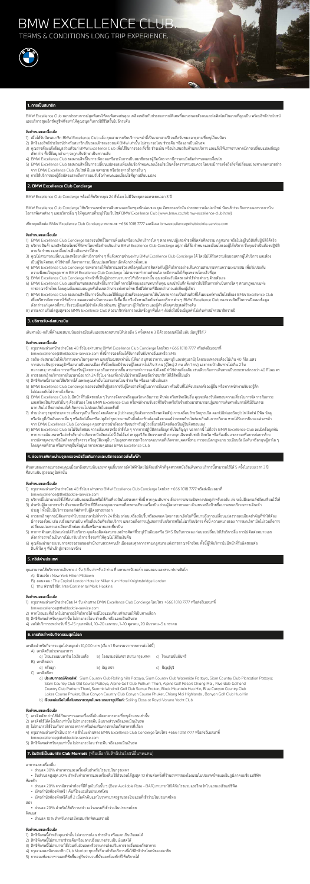# BMW EXCELLENCE CLUB.

TERMS & CONDITIONS LONG TRIP EXPERIENCE.

## 1. การเป็นสมาชิก

BMW Excellence Club มอบประสบการณ์สุดพิเศษให้คนพิเศษเช่นคุณ เหลือเหนือกับประสบการณ์ที่เหนือความคาดหมายของตัวคุณและโลกที่คุณหลงรักในแบบที่คุณเป็น พร้อมสิทธิประโยชน์และบริการสุดเอ็กซ์คลูซีฟที่จะทำให้คุณสนุกกับการใช้ชีวิตขั้นไปอีกระดับ

### ข้อกำหนดและเงื่อนไข

1) เมื่อได้รับบัตรสมาชิก BMW Excellence Club แล้ว คุณสามารถรับบริการต่างๆได้ในเวลาสามปี จนถึงวันหมดอายุตามที่ระบุไว้บนบัตร
2) สิทธิและสิทธิประโยชน์สำหรับสมาชิกเป็นของเจ้าของรถยนต์ BMW เท่านั้น ไม่สามารถโอน ขายต่อ หรือแลกเป็นเงินสด
3) คุณอาจต้องแจ้งข้อมูลส่วนตัวแก่ BMW Excellence Club เพื่อใช้ในการขอรับ สิทธิ์ต่างๆ หรือใช้ในการบริการ และถ้าจำเป็นอาจต้องแสดงหลักฐานยืนยันการเป็นสมาชิก เช่นบัตรประชาชน บัตรสมาชิกหรือสิ่งที่ต้องการแสดง
4) BMW Excellence Club ขอสงวนสิทธิ์ในการเปลี่ยนแปลงหรือยกเลิกข้อกำหนดและเงื่อนไข โดยไม่ต้องแจ้งให้ทราบล่วงหน้า
5) BMW Excellence Club ขอสงวนสิทธิ์ในการเปลี่ยนแปลงและเพิ่มเติมข้อกำหนดและเงื่อนไขบริการหรือสิทธิประโยชน์ตามความเหมาะสมโดยไม่ต้องแจ้งให้ทราบล่วงหน้า จาก BMW Excellence Club เว็บไซต์ อีเมล จดหมาย หรือช่องทางสื่อสารอื่น ๆ
6) การใช้บริการของผู้ถือบัตรและสิทธิการยอมรับข้อกำหนดและเงื่อนไขที่ถูกเปลี่ยนแปลง

## 2. BMW Excellence Club Concierge

BMW Excellence Club Concierge พร้อมให้บริการคุณ 24 ชั่วโมง ไม่มีวันหยุดตลอดระยะเวลา 3 ปี

BMW Excellence Club Concierge ให้บริการแนะนำการเดินทางและบริษัทผู้ให้บริการ ร้านอาหาร และสถานที่ท่องเที่ยวที่คัดสรรมาเป็นพิเศษ ประสานงานการจองและการบริการต่าง ๆ ทั่วโลก และบริการอื่น ๆ ให้คุณตามที่ระบุไว้ในเว็บไซต์ BMW Excellence Club [www.bmw.co.th/bmw-excellence-club.html]

เพื่อคุณติดต่อ BMW Excellence Club Concierge หมายเลข +666 1018 7777 และอีเมล bmwexcellence@theblacktie-service.com

### ข้อกำหนดและเงื่อนไข

1) BMW Excellence Club Concierge ขอสงวนสิทธิ์ในการเพิ่มเติมหรือยกเลิกบริการใด ๆ ตลอดจนปฏิเสธคำขอที่ขัดต่อศีลธรรม กฎหมาย หรือไม่อยู่ในวิสัยที่ปฏิบัติได้จริง
2) บริการ สินค้า และสิทธิประโยชน์ที่จัดหาโดยหรือผ่านทีมงาน BMW Excellence Club Concierge อยู่ภายใต้ข้อกำหนดและเงื่อนไขของผู้ให้บริการ ซึ่งคุณจำเป็นต้องปฏิบัติตามข้อกำหนดและเงื่อนไขเพิ่มเติมเหล่านี้ด้วย
3) คุณไม่สามารถเปลี่ยนแปลงหรือยกเลิกบริการต่าง ๆ ที่แจ้งความจำนงผ่าน BMW Excellence Club Concierge ได้ โดยไม่ได้รับความยินยอมจากผู้ให้บริการ และต้องเป็นผู้รับผิดชอบค่าใช้จ่ายที่เกิดจากการเปลี่ยนแปลงหรือยกเลิกดังกล่าวทั้งหมด
4) BMW Excellence Club Concierge จะพยายามให้บริการและช่วยเหลือคุณในการติดต่อกับผู้ให้บริการอย่างเต็มความสามารถตามความเหมาะสม เพื่อรับประกันความพึงพอใจสูงสุด หาก BMW Excellence Club Concierge ไม่สามารถทำตามคำขอได้ จะมีการแจ้งให้คุณทราบโดยเร็วที่สุด
5) BMW Excellence Club Concierge ทำหน้าที่เป็นผู้ประสานงานการให้บริการเท่านั้น คุณจะต้องรับผิดชอบค่าใช้จ่ายต่าง ๆ ด้วยตัวเอง
6) BMW Excellence Club และตัวแทนขอสงวนสิทธิ์ในการบันทึกการโต้ตอบและสนทนากับคุณ และนำบันทึกดังกล่าวไปใช้ในการดำเนินการใด ๆ ตามกฎหมายแห่งราชอาณาจักรไทย โดยคุณต้องยอมสนุกหนึ่นในผลอำนาจแห่งศาลไทย ซึ่งมีวิธีตามที่ยึดตามกับแต่เพียงผู้เดียว
7) BMW Excellence Club ขอสงวนสิทธิ์ในการจัดเก็บและใช้ข้อมูลส่วนตัวของคุณตามได้แนวทางความเป็นส่วนตัวที่ได้แจ้งแต่ละท่านในเว็บไซต์ของ BMW Excellence Club เพื่อบริหารจัดการการให้บริการ ตลอดจนดำเนินการของ สิ่งอื่น ๆ หรือติดตามเปิดเผยหรือส่งต่อบริการต่าง ๆ BMW Excellence Club ขอสงวนสิทธิ์ในการเปิดเผยข้อมูลดังกล่าวแก่บุคคลที่สาม ซึ่งรวมถึงแต่ไม่จำกัดเพียงตัวแทน ผู้รับเหมา ผู้ให้บริการ และผู้ค้า เพื่อจุดประสงค์ข้างต้น
8) การละความรับผิดสุดสุดของ BMW Excellence Club ต่อสมาชิกต่อการละเมิดอันสูงกันได้ ๆ ต้องยังไม่มีจะมีผูลค่ามีไม่เก็นค่าสมัครสมาชิกรายปี

## 3. บริการรับ-ส่งสนามบิน

เดินทางไป-กลับที่พักและสนามบินอย่างมีระดับและสะดวกสบายได้ปลอดถึง 5 ครั้งตลอด 3 ปีด้วยรถยนต์บีเอ็มดับเบิ้ลยูซีรีส์ 7

### ข้อกำหนดและเงื่อนไข

1) กรุณาจองล่วงหน้าอย่างน้อย 48 ชั่วโมงผ่านทาง BMW Excellence Club Concierge โทรศัพท์ +666 1018 7777 หรืออีเมลมาที่ bmwexcellence@theblacktie-service.com ที่ระบุการจองต้องได้รับการยืนยันทางอีเมลหรือ SMS
2) บริการรับ-ส่งสนามบินใช้สำหรับการเดินทางในกรุงเทพฯ และปริมณฑลเท่านั้น (เดินทางในกรุงเทพมหานคร นนทบุรี และปทุมธานี) โดยระยะทางต่อเที่ยวไม่เกิน 40 กิโลเมตร จากสนามบินสุวรรณภูมิหรือสนามบินดอนเมือง ทั้งนี้จะคิดเป็นการเดินทางในระยะทางไม่เกิน 3 ชม. (ผู้โดยสารไม่เกิน 2 คน แล้ว 1 คน) และกระเป๋าเดินทางไม่เกิน 2 ใบ หมายเหตุ หากต้องการจะเพิ่มบริการเพิ่มเติมหรือระยะทางเพิ่มเติม สามารถเพิ่มบริการได้โดยเสียค่าใช้จ่ายเพิ่มเติมตามอัตราที่กำหนด และแจ้งล่วงหน้าได้โดยคิดเป็นระยะทางเกินกว่า 40 กิโลเมตร
3) การจองบริการจะต้องทำการจองล่วงหน้า 24 ชั่วโมง ก่อนต่อครั้งวันไม่เกินที่ระบุไว้ในคลิปข้อมูลนี้
4) สิทธิพิเศษนี้สามารถใช้ได้โดยตรงคุณเท่านั้น ไม่สามารถโอน ขาย หรือแลกเป็นเงินสด
5) BMW Excellence Club Concierge ขอสงวนสิทธิ์ในการปฏิเสธการให้บริการ ในกรณีที่ไม่สามารถให้บริการได้หรือไม่ถูกต้องตามข้อกำหนด
6) BMW Excellence Club ไม่มีหน้าที่รับผิดชอบใด ๆ ในการจัดการหรือดูแลทรัพย์สินของผู้โดยสาร หากเกิดความเสียหายหรือสูญหายในระหว่างการเดินทาง ผู้โดยสารจะต้องเป็นผู้รับผิดชอบเอง BMW Excellence Club หรือพนักงานขับรถที่ได้รับมอบหมายไม่มีส่วนรับผิดชอบใดๆ ทั้งสิ้น
7) ห้ามนำอาวุธทุกประเภท ระบบที่อยู่ในพื้นที่ ยาเสพติด หรือสิ่งผิดกฎหมายขึ้นบนรถยนต์ หากพบว่ามีการกระทำดังกล่าว คนขับมีสิทธิ์ปฏิเสธการให้บริการทันที BMW Excellence Club จะไม่รับผิดชอบต่อความเสียหายใด ๆ ที่เกิดขึ้น
8) BMW Excellence Club จะไม่รับผิดชอบความเสียหายหรือความล่าช้าใด ๆ จากการปฏิบัติตามข้อมูลที่เป็นข้อมูล นอกจากนี้ ไม่มีเหตุผล ทั้งบริษัท BMW Excellence Club จะไม่รับผิดชอบต่อความเสียหายใด ๆ ที่เกิดจากอุบัติเหตุ ภัยธรรมชาติ การจลาจล การก่อการร้าย หรือเหตุสุดวิสัยอื่น ๆ

## 4. ช่องทางพิเศษผ่านจุดตรวจหนังสือเดินทางและบริการรถกอล์ฟไฟฟ้า

ช่วยลดขั้นตอนการผ่านจุดตรวจคนเข้าเมืองและพิธีการศุลกากรเพื่อความสะดวกรวดเร็ว บริการนี้สามารถใช้ได้ 5 ครั้งในระยะเวลา 3 ปี ที่สนามบินสุวรรณภูมิเท่านั้น

### ข้อกำหนดและเงื่อนไข

1) กรุณาจองล่วงหน้าอย่างน้อย 48 ชั่วโมง ผ่านทาง BMW Excellence Club Concierge โทรศัพท์ +666 1018 7777 หรืออีเมลมาที่ bmwexcellence@theblacktie-service.com
2) บริการนี้ไม่สามารถใช้ได้ที่สนามบินดอนเมืองหรือใช้กับเที่ยวบินในประเทศ ทั้งนี้ หากคุณเดินทางเข้ามาจากสนามบินต่างประเทศสำหรับรับ-ส่ง จะไม่มีรถกอล์ฟไฟฟ้าบริการไปให้
3) สำหรับผู้โดยสารขาเข้า ต้องแจ้งชื่อ-นามสกุล หมายเลขเที่ยวบิน และเวลาเดินทางล่วงหน้าก่อนใช้บริการ
4) สิทธิพิเศษนี้สำหรับคุณและผู้ติดตามไม่เกิน 1 ท่านต่อการจอง
5) หากพบเหตุล่าช้าหรือมีการเปลี่ยนแปลงเที่ยวบิน กรุณาแจ้ง BMW Excellence Club Concierge ให้ทราบทันที หากไม่แจ้งล่วงหน้าอาจถือว่าท่านได้ใช้สิทธิ์แล้ว
6) BMW Excellence Club ขอสงวนสิทธิ์ในการเปลี่ยนแปลงบริการโดยไม่ต้องแจ้งให้ทราบล่วงหน้า

## 5. ที่พักต่างประเทศ

คุณสามารถใช้บริการเข้าพักโรงแรมระดับหรู 3 คืน สำหรับ 2 ท่าน ที่ มหานครนิวยอร์ก ลอนดอน และซาน ฟรานซิสโก

A) นิวยอร์ก : New York Hilton Midtown
B) ลอนดอน : The Capitol London Hotel or Millennium Hotel Knightsbridge London
C) ซาน ฟรานซิสโก : InterContinental Mark Hopkins

### ข้อกำหนดและเงื่อนไข

1) กรุณาจองล่วงหน้าอย่างน้อย 14 วัน ผ่านทาง BMW Excellence Club Concierge โทรศัพท์ +666 1018 7777 หรืออีเมลมาที่ bmwexcellence@theblacktie-service.com
2) หากโรงแรมที่เลือกไม่สามารถให้บริการได้ จะมีโรงแรมเทียบเท่าเสนอให้เป็นทางเลือก
3) สิทธิพิเศษสำหรับคุณเท่านั้น ไม่สามารถโอน ขาย หรือแลกเป็นเงินสด
4) ผลิตภัณฑ์ไม่รวมช่วงวันที่ 5-15 กุมภาพันธ์, 10-20 เมษายน, 1-10 ตุลาคม, 20 ธันวาคม-5 มกราคม

## 6. เครดิตสำหรับกิจกรรมสุดไปรด

เครดิตสำหรับกิจกรรมสุดโปรดมูลค่า 10,000 บาท (เลือก 1 กิจกรรมจากรายการต่อไปนี้)

A) เครดิตรับประทานอาหาร
a) โรงแรมแมนดาริน โอเรียนเต็ล b) โรงแรมแบนยันทรี สยาม กรุงเทพฯ c) โรงแรมเจ้าพระยา
B) เครดิตสปา
a) ศรีสุรา b) ธัญ สปา c) บัญญ์บุรี
C) เครดิตกีฬา
a) **ประสบการณ์ตีกอล์ฟ:** Siam Country Club Rolling hills Pattaya, Siam Country Club Waterside Pattaya, Siam Country Club Plantation Pattaya; Siam Country Club Old Course Pattaya, Alpine Golf Club Pathum Thani, Alpine Golf Resort Chiang Mai, Riverdale Golf and Country Club Pathum Thani, Summit Windmill Golf Club Samut Prakan, Black Mountain Hua Hin, Blue Canyon Country Club Lakes Course Phuket, Blue Canyon Country Club Canyon Course Phuket, Chiang Mai Highlands, Banyan Golf Club Hua Hin
b) **เรียนเล่นเรือใบที่สโมสรราชจรูญในพระบรมราชูปถัมภ์:** Sailing Class at Royal Varuna Yacht Club

### ข้อกำหนดและเงื่อนไข

1) เครดิตดังกล่าวใช้ได้กับอาหารและเครื่องดื่มในอัตราตามที่ระบุไว้ในเมนูเท่านั้น
2) เครดิตใช้ได้ครั้งเดียวเท่านั้น ไม่สามารถแยกใช้หรือเก็บส่วนต่างหรือแลกเป็นเงินสด
3) ไม่สามารถใช้ร่วมกับรายการลดราคาหรือส่งเสริมการขายอื่นใดที่ได้
4) กรุณาจองล่วงหน้าอย่างน้อย 48 ชั่วโมงผ่านทาง BMW Excellence Club Concierge โทรศัพท์ +666 1018 7777 หรืออีเมลมาที่ bmwexcellence@theblacktie-service.com
5) สิทธิพิเศษสำหรับคุณเท่านั้น ไม่สามารถโอน ขาย หรือแลกเป็นเงินสด

## 7. สิทธิพิเศษสมาชิก Club Marriott [หรือเลือกรับสิทธิประโยชน์อื่นทดแทน]

อาหารและเครื่องดื่ม
- ส่วนลด 30% สำหรับอาหารและเครื่องดื่มสำหรับโรงแรมในกรุงเทพฯ
- รับส่วนลดสูงสุด 20% สำหรับค่าอาหารและเครื่องดื่ม ใช้ส่วนลดได้สูงสุด 10 ท่านต่อครั้งที่ร้านอาหารของโรงแรมในประเทศไทยและโรงแรมในมือถึงเครือแมริออทที่ได้เข้าร่วมในประเทศไทย

ห้องพัก
- ส่วนลด 20% จากอัตราค่าห้องที่ดีที่สุดในวันนั้น ๆ (Best Available Rate - BAR) สามารถใช้ได้กับโรงแรมและรีสอร์ทในเอเชียแปซิฟิค
- บัตรกำนัลห้องพักฟรี 1 คืนที่โรงแรมในประเทศไทย
- บัตรกำนัลห้องพักฟรีคืนที่ 2 เมื่อพักคืนแรกในราคาเอกสารมาตรฐานของโรงแรมที่เข้าร่วมในประเทศไทย

สปา
- ส่วนลด 20% สำหรับใช้บริการสปา ณ โรงแรมที่เข้าร่วมในประเทศไทย

ฟิตเนส
- ส่วนลด 10% สำหรับการสมัครสมาชิกฟิตเนสรายปี

### ข้อกำหนดและเงื่อนไข

1) สิทธิพิเศษนี้สำหรับคุณเท่านั้น ไม่สามารถโอน ขาย หรือแลกเป็นเงินสดได้
2) สิทธิพิเศษนี้ไม่สามารถใช้ร่วมกับโปรโมชั่นอื่นได้ และใช้ร่วมกับส่วนลดอื่นไม่ได้
3) สิทธิพิเศษนี้ไม่สามารถใช้ร่วมกับส่วนลดหรือรายการส่งเสริมการขายอื่นของบัตรเครดิต
4) กรุณาแสดงบัตรสมาชิก Club Marriott ทุกครั้งที่มาเข้ารับบริการเพื่อใช้สิทธิประโยชน์ของสมาชิก
5) การจองห้องอาหารและที่พักขึ้นอยู่กับจำนวนที่ว่างและนโยบายของผู้ให้บริการ